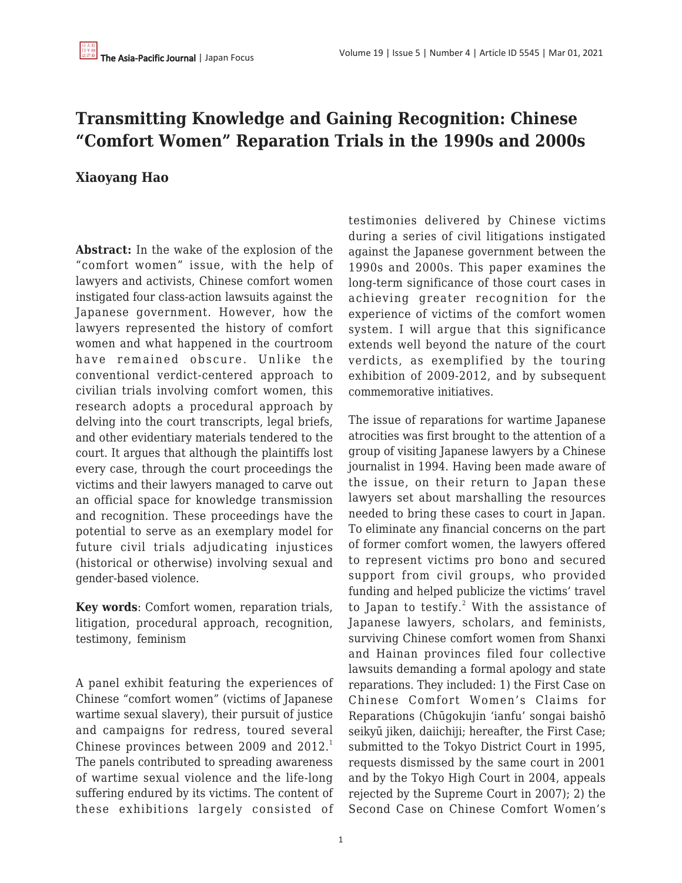# Transmitting Knowledge and Gaining Recognition: Chinese "Comfort Women" Reparation Trials in the 1990s and 2000s

## Xiaoyang Hao

**Abstract:** In the wake of the explosion of the "comfort women" issue, with the help of lawyers and activists, Chinese comfort women instigated four class-action lawsuits against the Japanese government. However, how the lawyers represented the history of comfort women and what happened in the courtroom have remained obscure. Unlike the conventional verdict-centered approach to civilian trials involving comfort women, this research adopts a procedural approach by delving into the court transcripts, legal briefs, and other evidentiary materials tendered to the court. It argues that although the plaintiffs lost every case, through the court proceedings the victims and their lawyers managed to carve out an official space for knowledge transmission and recognition. These proceedings have the potential to serve as an exemplary model for future civil trials adjudicating injustices (historical or otherwise) involving sexual and gender-based violence.

**Key words**: Comfort women, reparation trials, litigation, procedural approach, recognition, testimony, feminism

A panel exhibit featuring the experiences of Chinese "comfort women" (victims of Japanese wartime sexual slavery), their pursuit of justice and campaigns for redress, toured several Chinese provinces between 2009 and 2012.[1] The panels contributed to spreading awareness of wartime sexual violence and the life-long suffering endured by its victims. The content of these exhibitions largely consisted of testimonies delivered by Chinese victims during a series of civil litigations instigated against the Japanese government between the 1990s and 2000s. This paper examines the long-term significance of those court cases in achieving greater recognition for the experience of victims of the comfort women system. I will argue that this significance extends well beyond the nature of the court verdicts, as exemplified by the touring exhibition of 2009-2012, and by subsequent commemorative initiatives.

The issue of reparations for wartime Japanese atrocities was first brought to the attention of a group of visiting Japanese lawyers by a Chinese journalist in 1994. Having been made aware of the issue, on their return to Japan these lawyers set about marshalling the resources needed to bring these cases to court in Japan. To eliminate any financial concerns on the part of former comfort women, the lawyers offered to represent victims pro bono and secured support from civil groups, who provided funding and helped publicize the victims' travel to Japan to testify.[2] With the assistance of Japanese lawyers, scholars, and feminists, surviving Chinese comfort women from Shanxi and Hainan provinces filed four collective lawsuits demanding a formal apology and state reparations. They included: 1) the First Case on Chinese Comfort Women's Claims for Reparations (Chūgokujin 'ianfu' songai baishō seikyū jiken, daiichiji; hereafter, the First Case; submitted to the Tokyo District Court in 1995, requests dismissed by the same court in 2001 and by the Tokyo High Court in 2004, appeals rejected by the Supreme Court in 2007); 2) the Second Case on Chinese Comfort Women's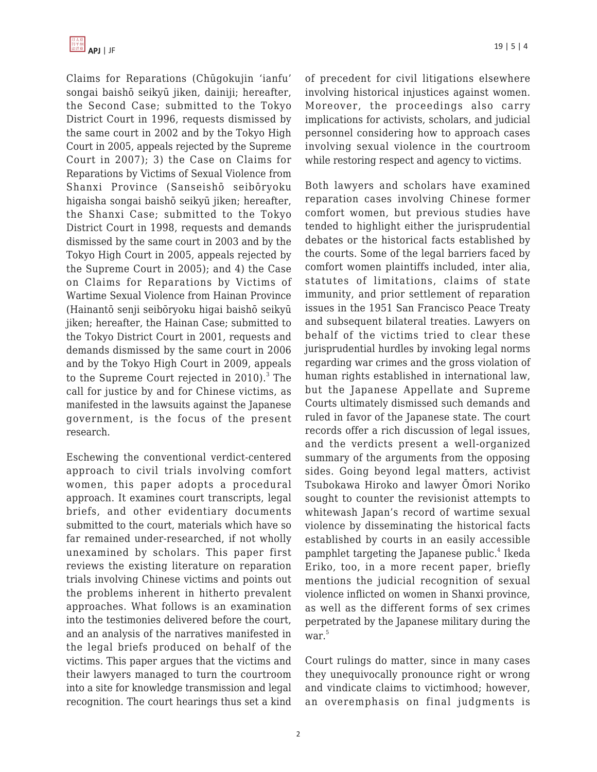Claims for Reparations (Chūgokujin 'ianfu' songai baishō seikyū jiken, dainiji; hereafter, the Second Case; submitted to the Tokyo District Court in 1996, requests dismissed by the same court in 2002 and by the Tokyo High Court in 2005, appeals rejected by the Supreme Court in 2007); 3) the Case on Claims for Reparations by Victims of Sexual Violence from Shanxi Province (Sanseishō seibōryoku higaisha songai baishō seikyū jiken; hereafter, the Shanxi Case; submitted to the Tokyo District Court in 1998, requests and demands dismissed by the same court in 2003 and by the Tokyo High Court in 2005, appeals rejected by the Supreme Court in 2005); and 4) the Case on Claims for Reparations by Victims of Wartime Sexual Violence from Hainan Province (Hainantō senji seibōryoku higai baishō seikyū jiken; hereafter, the Hainan Case; submitted to the Tokyo District Court in 2001, requests and demands dismissed by the same court in 2006 and by the Tokyo High Court in 2009, appeals to the Supreme Court rejected in 2010).[3] The call for justice by and for Chinese victims, as manifested in the lawsuits against the Japanese government, is the focus of the present research.

Eschewing the conventional verdict-centered approach to civil trials involving comfort women, this paper adopts a procedural approach. It examines court transcripts, legal briefs, and other evidentiary documents submitted to the court, materials which have so far remained under-researched, if not wholly unexamined by scholars. This paper first reviews the existing literature on reparation trials involving Chinese victims and points out the problems inherent in hitherto prevalent approaches. What follows is an examination into the testimonies delivered before the court, and an analysis of the narratives manifested in the legal briefs produced on behalf of the victims. This paper argues that the victims and their lawyers managed to turn the courtroom into a site for knowledge transmission and legal recognition. The court hearings thus set a kind of precedent for civil litigations elsewhere involving historical injustices against women. Moreover, the proceedings also carry implications for activists, scholars, and judicial personnel considering how to approach cases involving sexual violence in the courtroom while restoring respect and agency to victims.

Both lawyers and scholars have examined reparation cases involving Chinese former comfort women, but previous studies have tended to highlight either the jurisprudential debates or the historical facts established by the courts. Some of the legal barriers faced by comfort women plaintiffs included, inter alia, statutes of limitations, claims of state immunity, and prior settlement of reparation issues in the 1951 San Francisco Peace Treaty and subsequent bilateral treaties. Lawyers on behalf of the victims tried to clear these jurisprudential hurdles by invoking legal norms regarding war crimes and the gross violation of human rights established in international law, but the Japanese Appellate and Supreme Courts ultimately dismissed such demands and ruled in favor of the Japanese state. The court records offer a rich discussion of legal issues, and the verdicts present a well-organized summary of the arguments from the opposing sides. Going beyond legal matters, activist Tsubokawa Hiroko and lawyer Ōmori Noriko sought to counter the revisionist attempts to whitewash Japan's record of wartime sexual violence by disseminating the historical facts established by courts in an easily accessible pamphlet targeting the Japanese public.[4] Ikeda Eriko, too, in a more recent paper, briefly mentions the judicial recognition of sexual violence inflicted on women in Shanxi province, as well as the different forms of sex crimes perpetrated by the Japanese military during the war.[5]

Court rulings do matter, since in many cases they unequivocally pronounce right or wrong and vindicate claims to victimhood; however, an overemphasis on final judgments is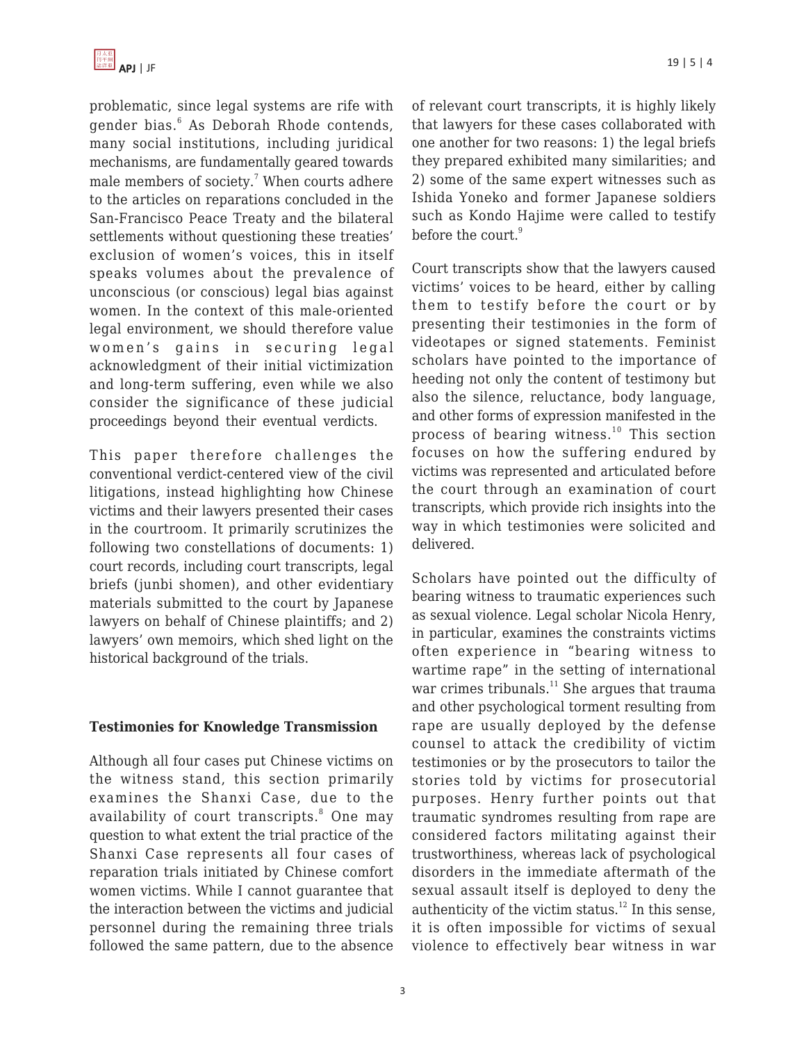problematic, since legal systems are rife with gender bias.[6] As Deborah Rhode contends, many social institutions, including juridical mechanisms, are fundamentally geared towards male members of society.[7] When courts adhere to the articles on reparations concluded in the San-Francisco Peace Treaty and the bilateral settlements without questioning these treaties' exclusion of women's voices, this in itself speaks volumes about the prevalence of unconscious (or conscious) legal bias against women. In the context of this male-oriented legal environment, we should therefore value women's gains in securing legal acknowledgment of their initial victimization and long-term suffering, even while we also consider the significance of these judicial proceedings beyond their eventual verdicts.

This paper therefore challenges the conventional verdict-centered view of the civil litigations, instead highlighting how Chinese victims and their lawyers presented their cases in the courtroom. It primarily scrutinizes the following two constellations of documents: 1) court records, including court transcripts, legal briefs (junbi shomen), and other evidentiary materials submitted to the court by Japanese lawyers on behalf of Chinese plaintiffs; and 2) lawyers' own memoirs, which shed light on the historical background of the trials.

**Testimonies for Knowledge Transmission**

Although all four cases put Chinese victims on the witness stand, this section primarily examines the Shanxi Case, due to the availability of court transcripts.[8] One may question to what extent the trial practice of the Shanxi Case represents all four cases of reparation trials initiated by Chinese comfort women victims. While I cannot guarantee that the interaction between the victims and judicial personnel during the remaining three trials followed the same pattern, due to the absence of relevant court transcripts, it is highly likely that lawyers for these cases collaborated with one another for two reasons: 1) the legal briefs they prepared exhibited many similarities; and 2) some of the same expert witnesses such as Ishida Yoneko and former Japanese soldiers such as Kondo Hajime were called to testify before the court.[9]

Court transcripts show that the lawyers caused victims' voices to be heard, either by calling them to testify before the court or by presenting their testimonies in the form of videotapes or signed statements. Feminist scholars have pointed to the importance of heeding not only the content of testimony but also the silence, reluctance, body language, and other forms of expression manifested in the process of bearing witness.[10] This section focuses on how the suffering endured by victims was represented and articulated before the court through an examination of court transcripts, which provide rich insights into the way in which testimonies were solicited and delivered.

Scholars have pointed out the difficulty of bearing witness to traumatic experiences such as sexual violence. Legal scholar Nicola Henry, in particular, examines the constraints victims often experience in "bearing witness to wartime rape" in the setting of international war crimes tribunals.[11] She argues that trauma and other psychological torment resulting from rape are usually deployed by the defense counsel to attack the credibility of victim testimonies or by the prosecutors to tailor the stories told by victims for prosecutorial purposes. Henry further points out that traumatic syndromes resulting from rape are considered factors militating against their trustworthiness, whereas lack of psychological disorders in the immediate aftermath of the sexual assault itself is deployed to deny the authenticity of the victim status.[12] In this sense, it is often impossible for victims of sexual violence to effectively bear witness in war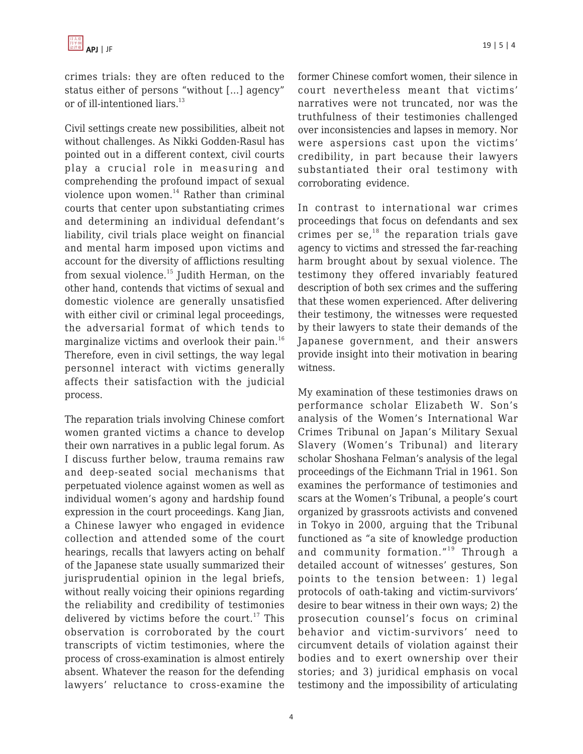crimes trials: they are often reduced to the status either of persons "without [...] agency" or of ill-intentioned liars.[13]

Civil settings create new possibilities, albeit not without challenges. As Nikki Godden-Rasul has pointed out in a different context, civil courts play a crucial role in measuring and comprehending the profound impact of sexual violence upon women.[14] Rather than criminal courts that center upon substantiating crimes and determining an individual defendant's liability, civil trials place weight on financial and mental harm imposed upon victims and account for the diversity of afflictions resulting from sexual violence.[15] Judith Herman, on the other hand, contends that victims of sexual and domestic violence are generally unsatisfied with either civil or criminal legal proceedings, the adversarial format of which tends to marginalize victims and overlook their pain.[16] Therefore, even in civil settings, the way legal personnel interact with victims generally affects their satisfaction with the judicial process.

The reparation trials involving Chinese comfort women granted victims a chance to develop their own narratives in a public legal forum. As I discuss further below, trauma remains raw and deep-seated social mechanisms that perpetuated violence against women as well as individual women's agony and hardship found expression in the court proceedings. Kang Jian, a Chinese lawyer who engaged in evidence collection and attended some of the court hearings, recalls that lawyers acting on behalf of the Japanese state usually summarized their jurisprudential opinion in the legal briefs, without really voicing their opinions regarding the reliability and credibility of testimonies delivered by victims before the court.[17] This observation is corroborated by the court transcripts of victim testimonies, where the process of cross-examination is almost entirely absent. Whatever the reason for the defending lawyers' reluctance to cross-examine the former Chinese comfort women, their silence in court nevertheless meant that victims' narratives were not truncated, nor was the truthfulness of their testimonies challenged over inconsistencies and lapses in memory. Nor were aspersions cast upon the victims' credibility, in part because their lawyers substantiated their oral testimony with corroborating evidence.

In contrast to international war crimes proceedings that focus on defendants and sex crimes per se,[18] the reparation trials gave agency to victims and stressed the far-reaching harm brought about by sexual violence. The testimony they offered invariably featured description of both sex crimes and the suffering that these women experienced. After delivering their testimony, the witnesses were requested by their lawyers to state their demands of the Japanese government, and their answers provide insight into their motivation in bearing witness.

My examination of these testimonies draws on performance scholar Elizabeth W. Son's analysis of the Women's International War Crimes Tribunal on Japan's Military Sexual Slavery (Women's Tribunal) and literary scholar Shoshana Felman's analysis of the legal proceedings of the Eichmann Trial in 1961. Son examines the performance of testimonies and scars at the Women's Tribunal, a people's court organized by grassroots activists and convened in Tokyo in 2000, arguing that the Tribunal functioned as "a site of knowledge production and community formation."[19] Through a detailed account of witnesses' gestures, Son points to the tension between: 1) legal protocols of oath-taking and victim-survivors' desire to bear witness in their own ways; 2) the prosecution counsel's focus on criminal behavior and victim-survivors' need to circumvent details of violation against their bodies and to exert ownership over their stories; and 3) juridical emphasis on vocal testimony and the impossibility of articulating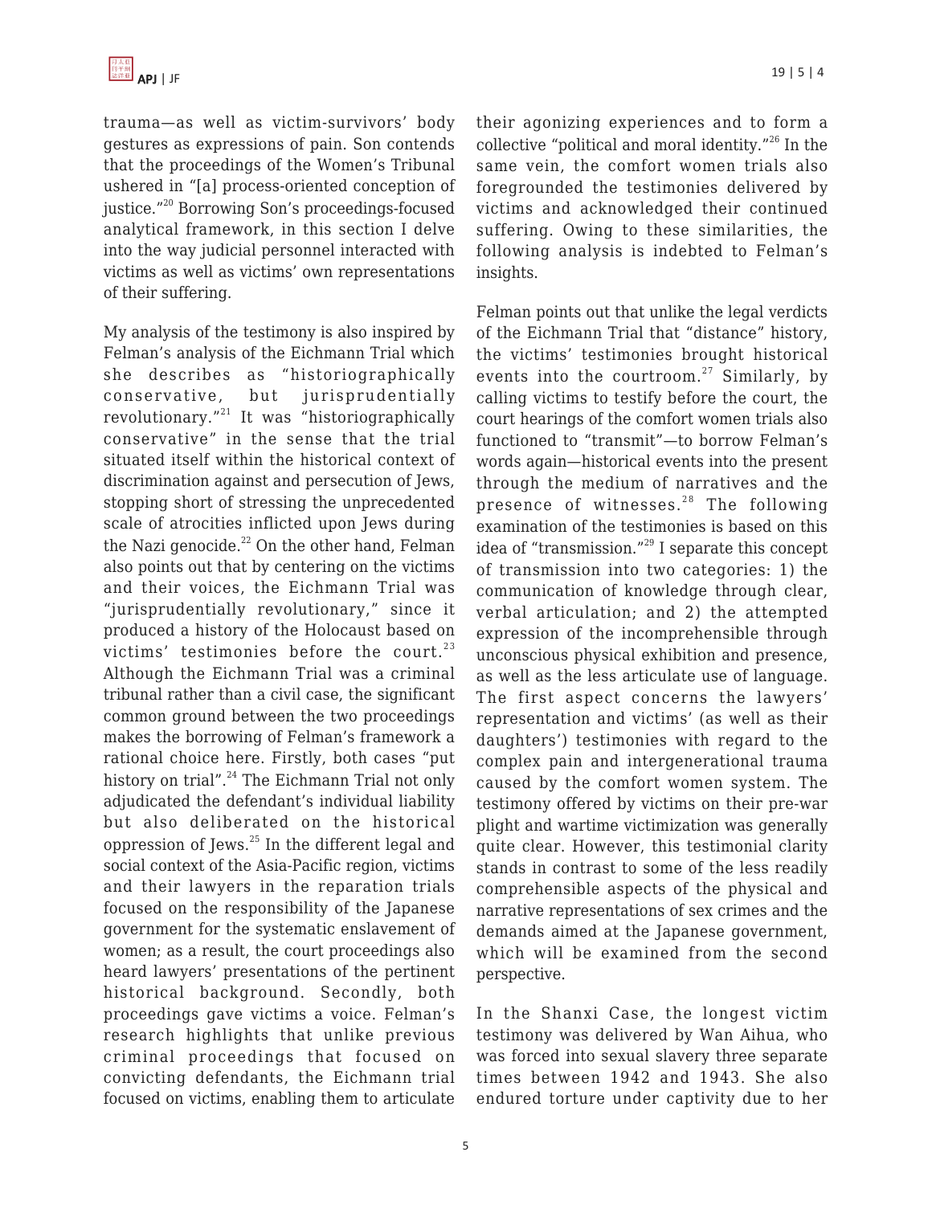trauma—as well as victim-survivors' body gestures as expressions of pain. Son contends that the proceedings of the Women's Tribunal ushered in "[a] process-oriented conception of justice."[20] Borrowing Son's proceedings-focused analytical framework, in this section I delve into the way judicial personnel interacted with victims as well as victims' own representations of their suffering.

My analysis of the testimony is also inspired by Felman's analysis of the Eichmann Trial which she describes as "historiographically conservative, but jurisprudentially revolutionary."[21] It was "historiographically conservative" in the sense that the trial situated itself within the historical context of discrimination against and persecution of Jews, stopping short of stressing the unprecedented scale of atrocities inflicted upon Jews during the Nazi genocide.[22] On the other hand, Felman also points out that by centering on the victims and their voices, the Eichmann Trial was "jurisprudentially revolutionary," since it produced a history of the Holocaust based on victims' testimonies before the court.[23] Although the Eichmann Trial was a criminal tribunal rather than a civil case, the significant common ground between the two proceedings makes the borrowing of Felman's framework a rational choice here. Firstly, both cases "put history on trial".[24] The Eichmann Trial not only adjudicated the defendant's individual liability but also deliberated on the historical oppression of Jews.[25] In the different legal and social context of the Asia-Pacific region, victims and their lawyers in the reparation trials focused on the responsibility of the Japanese government for the systematic enslavement of women; as a result, the court proceedings also heard lawyers' presentations of the pertinent historical background. Secondly, both proceedings gave victims a voice. Felman's research highlights that unlike previous criminal proceedings that focused on convicting defendants, the Eichmann trial focused on victims, enabling them to articulate their agonizing experiences and to form a collective "political and moral identity."[26] In the same vein, the comfort women trials also foregrounded the testimonies delivered by victims and acknowledged their continued suffering. Owing to these similarities, the following analysis is indebted to Felman's insights.

Felman points out that unlike the legal verdicts of the Eichmann Trial that "distance" history, the victims' testimonies brought historical events into the courtroom.[27] Similarly, by calling victims to testify before the court, the court hearings of the comfort women trials also functioned to "transmit"—to borrow Felman's words again—historical events into the present through the medium of narratives and the presence of witnesses.[28] The following examination of the testimonies is based on this idea of "transmission."[29] I separate this concept of transmission into two categories: 1) the communication of knowledge through clear, verbal articulation; and 2) the attempted expression of the incomprehensible through unconscious physical exhibition and presence, as well as the less articulate use of language. The first aspect concerns the lawyers' representation and victims' (as well as their daughters') testimonies with regard to the complex pain and intergenerational trauma caused by the comfort women system. The testimony offered by victims on their pre-war plight and wartime victimization was generally quite clear. However, this testimonial clarity stands in contrast to some of the less readily comprehensible aspects of the physical and narrative representations of sex crimes and the demands aimed at the Japanese government, which will be examined from the second perspective.

In the Shanxi Case, the longest victim testimony was delivered by Wan Aihua, who was forced into sexual slavery three separate times between 1942 and 1943. She also endured torture under captivity due to her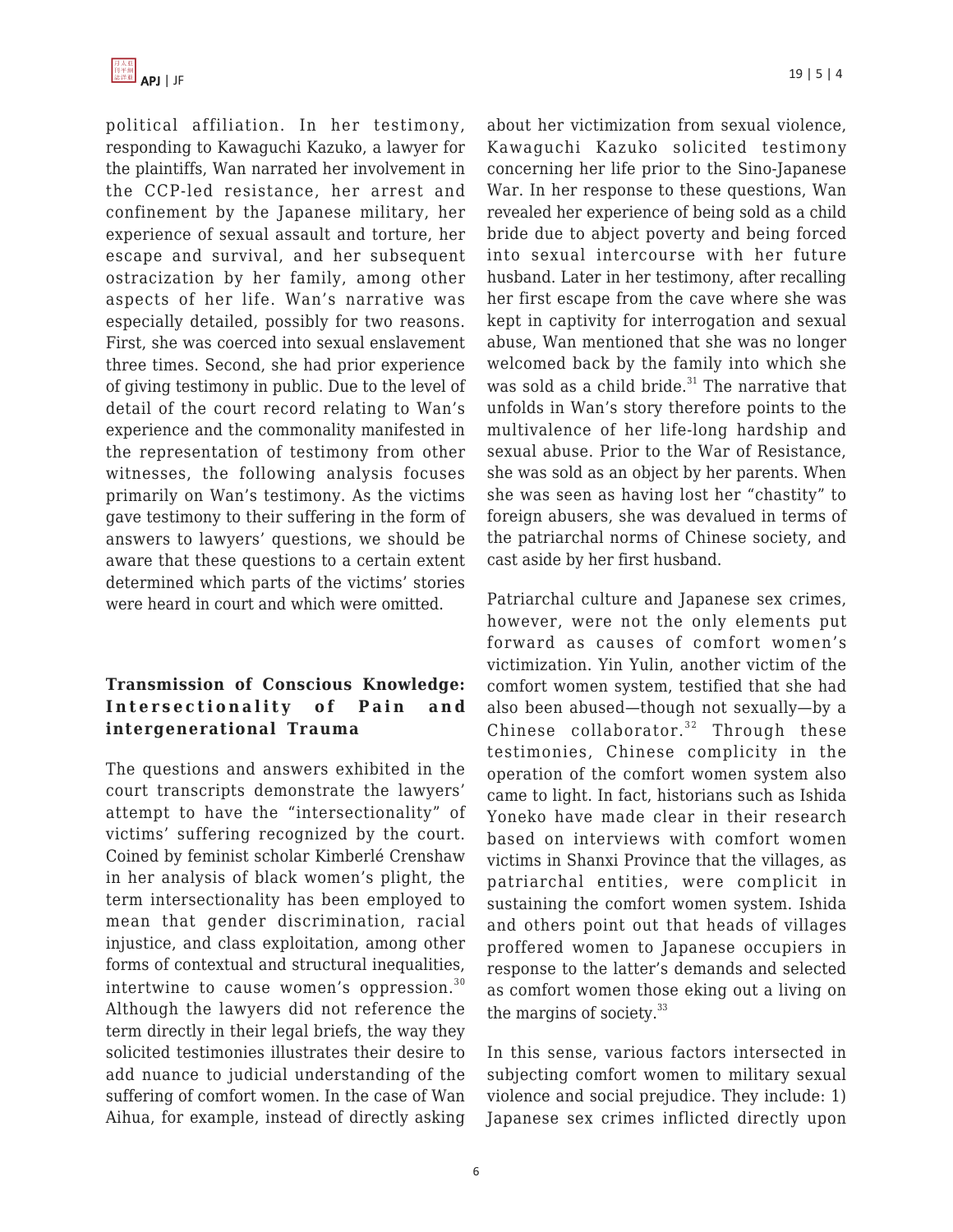political affiliation. In her testimony, responding to Kawaguchi Kazuko, a lawyer for the plaintiffs, Wan narrated her involvement in the CCP-led resistance, her arrest and confinement by the Japanese military, her experience of sexual assault and torture, her escape and survival, and her subsequent ostracization by her family, among other aspects of her life. Wan's narrative was especially detailed, possibly for two reasons. First, she was coerced into sexual enslavement three times. Second, she had prior experience of giving testimony in public. Due to the level of detail of the court record relating to Wan's experience and the commonality manifested in the representation of testimony from other witnesses, the following analysis focuses primarily on Wan's testimony. As the victims gave testimony to their suffering in the form of answers to lawyers' questions, we should be aware that these questions to a certain extent determined which parts of the victims' stories were heard in court and which were omitted.

### Transmission of Conscious Knowledge: Intersectionality of Pain and intergenerational Trauma

The questions and answers exhibited in the court transcripts demonstrate the lawyers' attempt to have the "intersectionality" of victims' suffering recognized by the court. Coined by feminist scholar Kimberlé Crenshaw in her analysis of black women's plight, the term intersectionality has been employed to mean that gender discrimination, racial injustice, and class exploitation, among other forms of contextual and structural inequalities, intertwine to cause women's oppression.[30] Although the lawyers did not reference the term directly in their legal briefs, the way they solicited testimonies illustrates their desire to add nuance to judicial understanding of the suffering of comfort women. In the case of Wan Aihua, for example, instead of directly asking about her victimization from sexual violence, Kawaguchi Kazuko solicited testimony concerning her life prior to the Sino-Japanese War. In her response to these questions, Wan revealed her experience of being sold as a child bride due to abject poverty and being forced into sexual intercourse with her future husband. Later in her testimony, after recalling her first escape from the cave where she was kept in captivity for interrogation and sexual abuse, Wan mentioned that she was no longer welcomed back by the family into which she was sold as a child bride.[31] The narrative that unfolds in Wan's story therefore points to the multivalence of her life-long hardship and sexual abuse. Prior to the War of Resistance, she was sold as an object by her parents. When she was seen as having lost her "chastity" to foreign abusers, she was devalued in terms of the patriarchal norms of Chinese society, and cast aside by her first husband.

Patriarchal culture and Japanese sex crimes, however, were not the only elements put forward as causes of comfort women's victimization. Yin Yulin, another victim of the comfort women system, testified that she had also been abused—though not sexually—by a Chinese collaborator.[32] Through these testimonies, Chinese complicity in the operation of the comfort women system also came to light. In fact, historians such as Ishida Yoneko have made clear in their research based on interviews with comfort women victims in Shanxi Province that the villages, as patriarchal entities, were complicit in sustaining the comfort women system. Ishida and others point out that heads of villages proffered women to Japanese occupiers in response to the latter's demands and selected as comfort women those eking out a living on the margins of society.[33]

In this sense, various factors intersected in subjecting comfort women to military sexual violence and social prejudice. They include: 1) Japanese sex crimes inflicted directly upon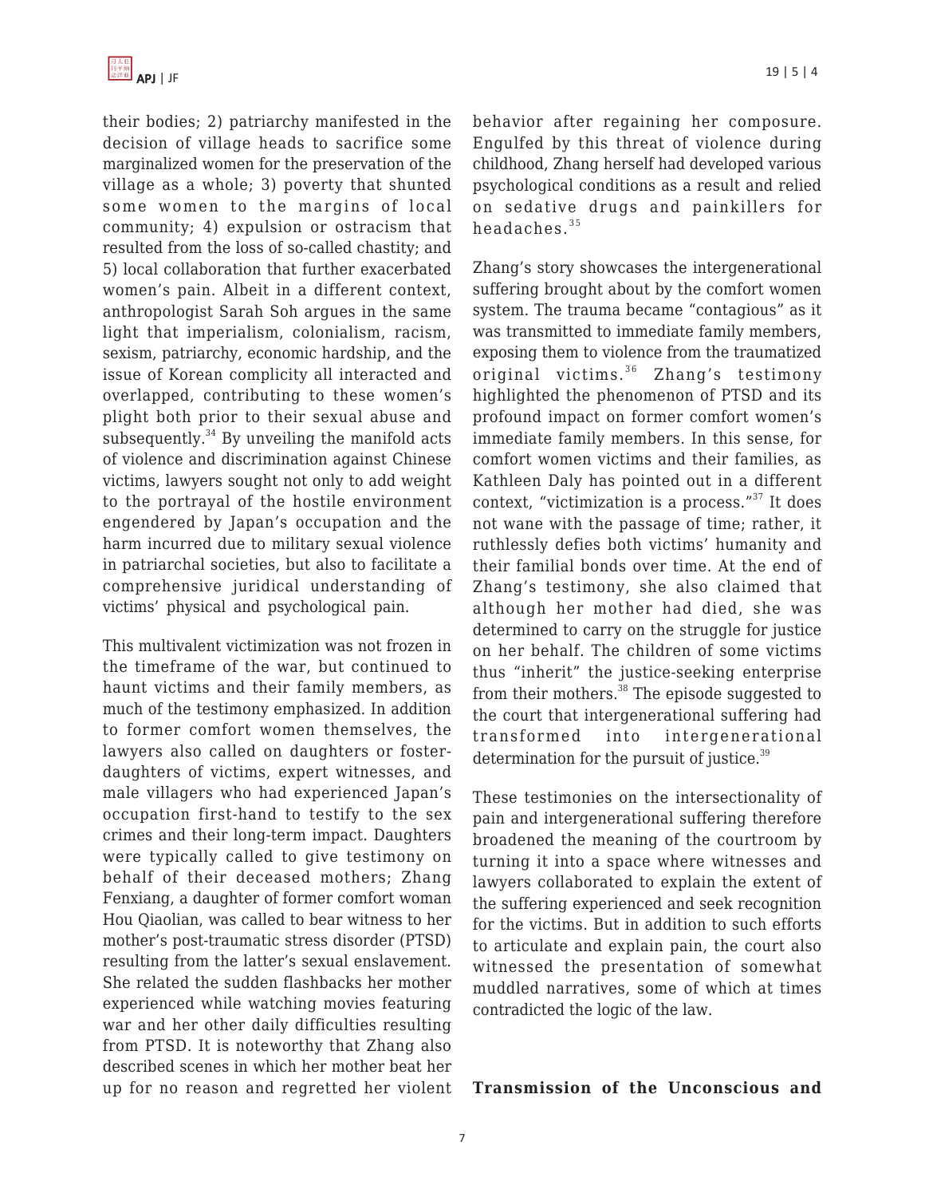their bodies; 2) patriarchy manifested in the decision of village heads to sacrifice some marginalized women for the preservation of the village as a whole; 3) poverty that shunted some women to the margins of local community; 4) expulsion or ostracism that resulted from the loss of so-called chastity; and 5) local collaboration that further exacerbated women's pain. Albeit in a different context, anthropologist Sarah Soh argues in the same light that imperialism, colonialism, racism, sexism, patriarchy, economic hardship, and the issue of Korean complicity all interacted and overlapped, contributing to these women's plight both prior to their sexual abuse and subsequently.[34] By unveiling the manifold acts of violence and discrimination against Chinese victims, lawyers sought not only to add weight to the portrayal of the hostile environment engendered by Japan's occupation and the harm incurred due to military sexual violence in patriarchal societies, but also to facilitate a comprehensive juridical understanding of victims' physical and psychological pain.

This multivalent victimization was not frozen in the timeframe of the war, but continued to haunt victims and their family members, as much of the testimony emphasized. In addition to former comfort women themselves, the lawyers also called on daughters or foster-daughters of victims, expert witnesses, and male villagers who had experienced Japan's occupation first-hand to testify to the sex crimes and their long-term impact. Daughters were typically called to give testimony on behalf of their deceased mothers; Zhang Fenxiang, a daughter of former comfort woman Hou Qiaolian, was called to bear witness to her mother's post-traumatic stress disorder (PTSD) resulting from the latter's sexual enslavement. She related the sudden flashbacks her mother experienced while watching movies featuring war and her other daily difficulties resulting from PTSD. It is noteworthy that Zhang also described scenes in which her mother beat her up for no reason and regretted her violent behavior after regaining her composure. Engulfed by this threat of violence during childhood, Zhang herself had developed various psychological conditions as a result and relied on sedative drugs and painkillers for headaches.[35]

Zhang's story showcases the intergenerational suffering brought about by the comfort women system. The trauma became "contagious" as it was transmitted to immediate family members, exposing them to violence from the traumatized original victims.[36] Zhang's testimony highlighted the phenomenon of PTSD and its profound impact on former comfort women's immediate family members. In this sense, for comfort women victims and their families, as Kathleen Daly has pointed out in a different context, "victimization is a process."[37] It does not wane with the passage of time; rather, it ruthlessly defies both victims' humanity and their familial bonds over time. At the end of Zhang's testimony, she also claimed that although her mother had died, she was determined to carry on the struggle for justice on her behalf. The children of some victims thus "inherit" the justice-seeking enterprise from their mothers.[38] The episode suggested to the court that intergenerational suffering had transformed into intergenerational determination for the pursuit of justice.[39]

These testimonies on the intersectionality of pain and intergenerational suffering therefore broadened the meaning of the courtroom by turning it into a space where witnesses and lawyers collaborated to explain the extent of the suffering experienced and seek recognition for the victims. But in addition to such efforts to articulate and explain pain, the court also witnessed the presentation of somewhat muddled narratives, some of which at times contradicted the logic of the law.

**Transmission of the Unconscious and**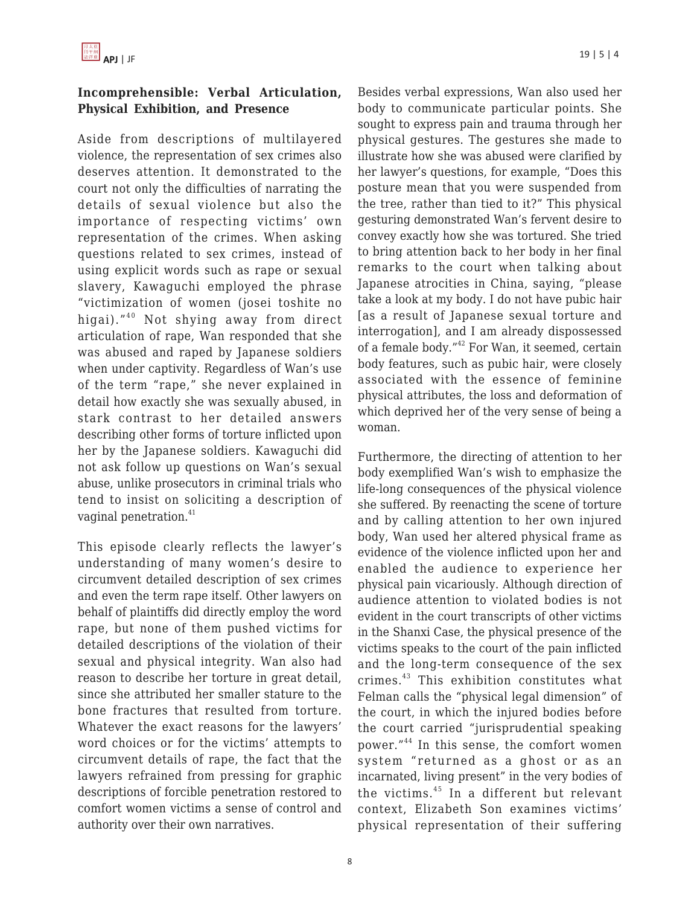### Incomprehensible: Verbal Articulation, Physical Exhibition, and Presence

Aside from descriptions of multilayered violence, the representation of sex crimes also deserves attention. It demonstrated to the court not only the difficulties of narrating the details of sexual violence but also the importance of respecting victims' own representation of the crimes. When asking questions related to sex crimes, instead of using explicit words such as rape or sexual slavery, Kawaguchi employed the phrase "victimization of women (josei toshite no higai)."[40] Not shying away from direct articulation of rape, Wan responded that she was abused and raped by Japanese soldiers when under captivity. Regardless of Wan's use of the term "rape," she never explained in detail how exactly she was sexually abused, in stark contrast to her detailed answers describing other forms of torture inflicted upon her by the Japanese soldiers. Kawaguchi did not ask follow up questions on Wan's sexual abuse, unlike prosecutors in criminal trials who tend to insist on soliciting a description of vaginal penetration.[41]

This episode clearly reflects the lawyer's understanding of many women's desire to circumvent detailed description of sex crimes and even the term rape itself. Other lawyers on behalf of plaintiffs did directly employ the word rape, but none of them pushed victims for detailed descriptions of the violation of their sexual and physical integrity. Wan also had reason to describe her torture in great detail, since she attributed her smaller stature to the bone fractures that resulted from torture. Whatever the exact reasons for the lawyers' word choices or for the victims' attempts to circumvent details of rape, the fact that the lawyers refrained from pressing for graphic descriptions of forcible penetration restored to comfort women victims a sense of control and authority over their own narratives.

Besides verbal expressions, Wan also used her body to communicate particular points. She sought to express pain and trauma through her physical gestures. The gestures she made to illustrate how she was abused were clarified by her lawyer's questions, for example, "Does this posture mean that you were suspended from the tree, rather than tied to it?" This physical gesturing demonstrated Wan's fervent desire to convey exactly how she was tortured. She tried to bring attention back to her body in her final remarks to the court when talking about Japanese atrocities in China, saying, "please take a look at my body. I do not have pubic hair [as a result of Japanese sexual torture and interrogation], and I am already dispossessed of a female body."[42] For Wan, it seemed, certain body features, such as pubic hair, were closely associated with the essence of feminine physical attributes, the loss and deformation of which deprived her of the very sense of being a woman.

Furthermore, the directing of attention to her body exemplified Wan's wish to emphasize the life-long consequences of the physical violence she suffered. By reenacting the scene of torture and by calling attention to her own injured body, Wan used her altered physical frame as evidence of the violence inflicted upon her and enabled the audience to experience her physical pain vicariously. Although direction of audience attention to violated bodies is not evident in the court transcripts of other victims in the Shanxi Case, the physical presence of the victims speaks to the court of the pain inflicted and the long-term consequence of the sex crimes.[43] This exhibition constitutes what Felman calls the "physical legal dimension" of the court, in which the injured bodies before the court carried "jurisprudential speaking power."[44] In this sense, the comfort women system "returned as a ghost or as an incarnated, living present" in the very bodies of the victims.[45] In a different but relevant context, Elizabeth Son examines victims' physical representation of their suffering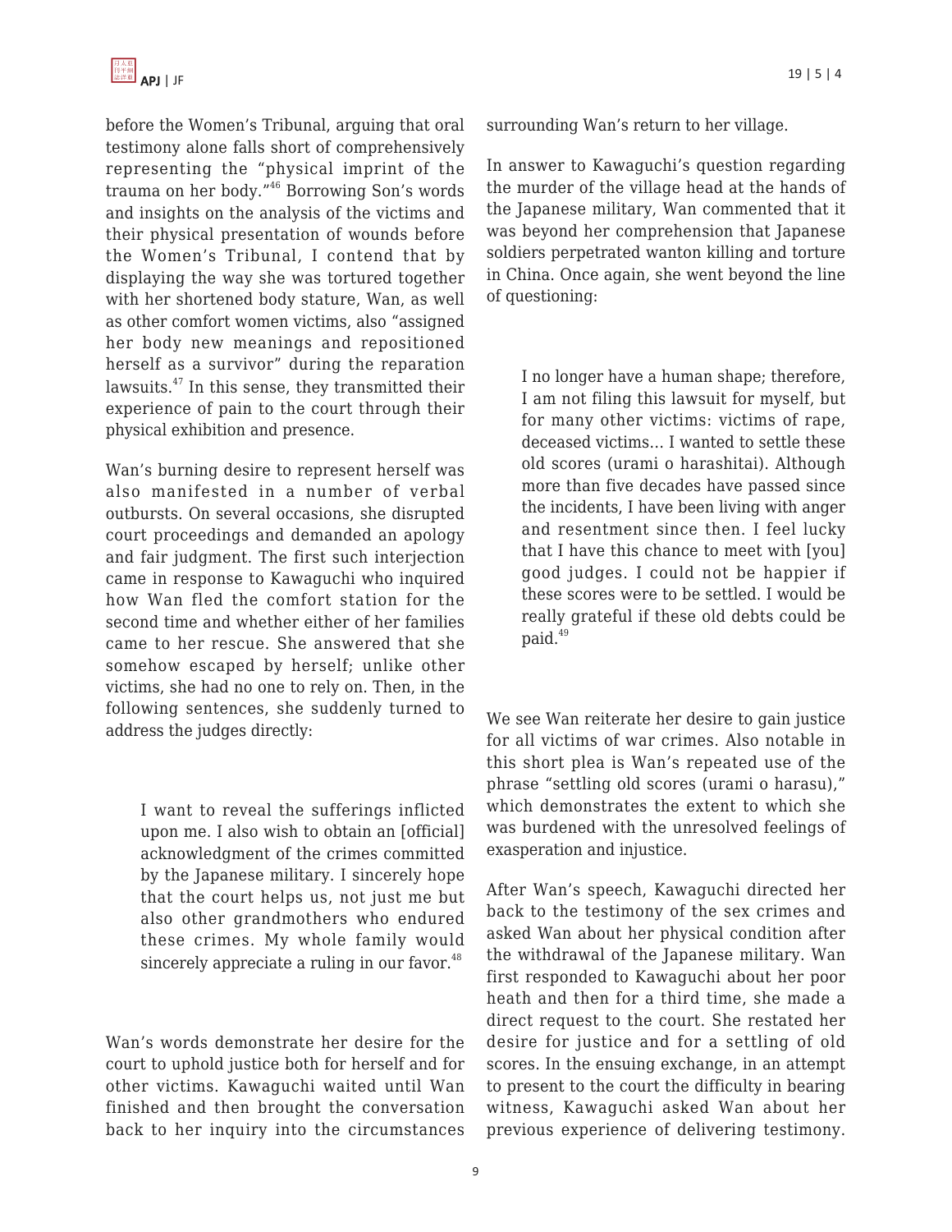before the Women's Tribunal, arguing that oral testimony alone falls short of comprehensively representing the "physical imprint of the trauma on her body."[46] Borrowing Son's words and insights on the analysis of the victims and their physical presentation of wounds before the Women's Tribunal, I contend that by displaying the way she was tortured together with her shortened body stature, Wan, as well as other comfort women victims, also "assigned her body new meanings and repositioned herself as a survivor" during the reparation lawsuits.[47] In this sense, they transmitted their experience of pain to the court through their physical exhibition and presence.

Wan's burning desire to represent herself was also manifested in a number of verbal outbursts. On several occasions, she disrupted court proceedings and demanded an apology and fair judgment. The first such interjection came in response to Kawaguchi who inquired how Wan fled the comfort station for the second time and whether either of her families came to her rescue. She answered that she somehow escaped by herself; unlike other victims, she had no one to rely on. Then, in the following sentences, she suddenly turned to address the judges directly:

> I want to reveal the sufferings inflicted upon me. I also wish to obtain an [official] acknowledgment of the crimes committed by the Japanese military. I sincerely hope that the court helps us, not just me but also other grandmothers who endured these crimes. My whole family would sincerely appreciate a ruling in our favor.[48]

Wan's words demonstrate her desire for the court to uphold justice both for herself and for other victims. Kawaguchi waited until Wan finished and then brought the conversation back to her inquiry into the circumstances surrounding Wan's return to her village.

In answer to Kawaguchi's question regarding the murder of the village head at the hands of the Japanese military, Wan commented that it was beyond her comprehension that Japanese soldiers perpetrated wanton killing and torture in China. Once again, she went beyond the line of questioning:

> I no longer have a human shape; therefore, I am not filing this lawsuit for myself, but for many other victims: victims of rape, deceased victims... I wanted to settle these old scores (urami o harashitai). Although more than five decades have passed since the incidents, I have been living with anger and resentment since then. I feel lucky that I have this chance to meet with [you] good judges. I could not be happier if these scores were to be settled. I would be really grateful if these old debts could be paid.[49]

We see Wan reiterate her desire to gain justice for all victims of war crimes. Also notable in this short plea is Wan's repeated use of the phrase "settling old scores (urami o harasu)," which demonstrates the extent to which she was burdened with the unresolved feelings of exasperation and injustice.

After Wan's speech, Kawaguchi directed her back to the testimony of the sex crimes and asked Wan about her physical condition after the withdrawal of the Japanese military. Wan first responded to Kawaguchi about her poor heath and then for a third time, she made a direct request to the court. She restated her desire for justice and for a settling of old scores. In the ensuing exchange, in an attempt to present to the court the difficulty in bearing witness, Kawaguchi asked Wan about her previous experience of delivering testimony.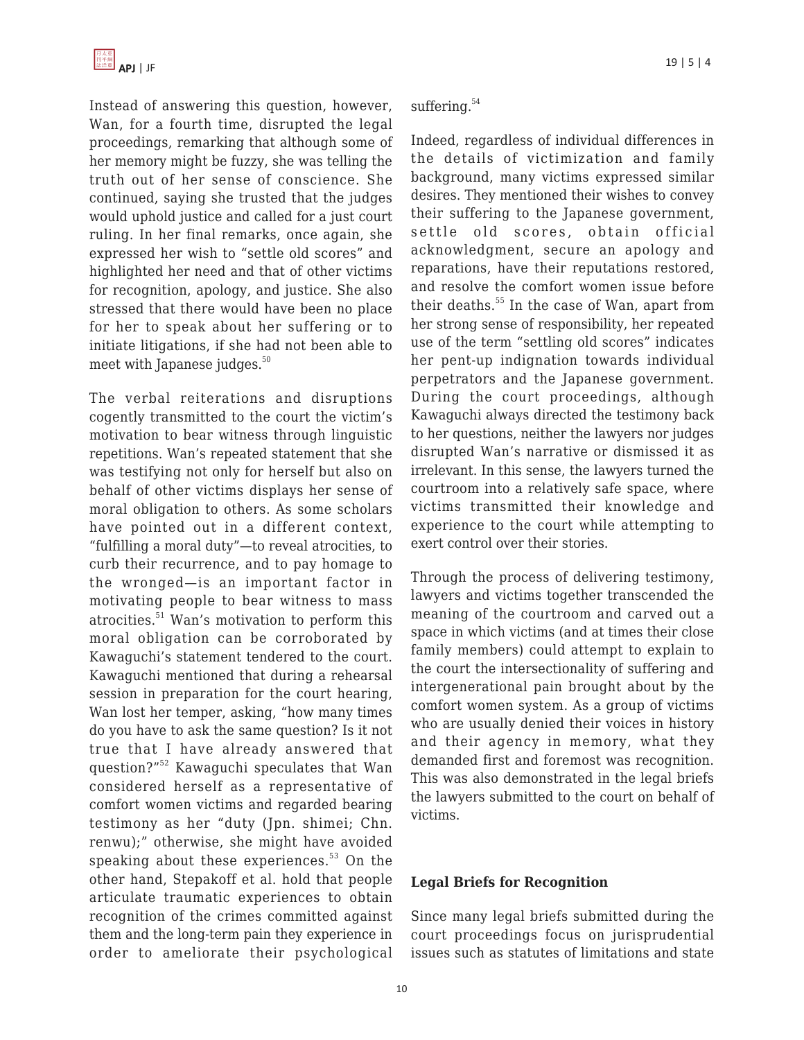Instead of answering this question, however, Wan, for a fourth time, disrupted the legal proceedings, remarking that although some of her memory might be fuzzy, she was telling the truth out of her sense of conscience. She continued, saying she trusted that the judges would uphold justice and called for a just court ruling. In her final remarks, once again, she expressed her wish to "settle old scores" and highlighted her need and that of other victims for recognition, apology, and justice. She also stressed that there would have been no place for her to speak about her suffering or to initiate litigations, if she had not been able to meet with Japanese judges.[50]

The verbal reiterations and disruptions cogently transmitted to the court the victim's motivation to bear witness through linguistic repetitions. Wan's repeated statement that she was testifying not only for herself but also on behalf of other victims displays her sense of moral obligation to others. As some scholars have pointed out in a different context, "fulfilling a moral duty"—to reveal atrocities, to curb their recurrence, and to pay homage to the wronged—is an important factor in motivating people to bear witness to mass atrocities.[51] Wan's motivation to perform this moral obligation can be corroborated by Kawaguchi's statement tendered to the court. Kawaguchi mentioned that during a rehearsal session in preparation for the court hearing, Wan lost her temper, asking, "how many times do you have to ask the same question? Is it not true that I have already answered that question?"[52] Kawaguchi speculates that Wan considered herself as a representative of comfort women victims and regarded bearing testimony as her "duty (Jpn. shimei; Chn. renwu);" otherwise, she might have avoided speaking about these experiences.[53] On the other hand, Stepakoff et al. hold that people articulate traumatic experiences to obtain recognition of the crimes committed against them and the long-term pain they experience in order to ameliorate their psychological suffering.[54]

Indeed, regardless of individual differences in the details of victimization and family background, many victims expressed similar desires. They mentioned their wishes to convey their suffering to the Japanese government, settle old scores, obtain official acknowledgment, secure an apology and reparations, have their reputations restored, and resolve the comfort women issue before their deaths.[55] In the case of Wan, apart from her strong sense of responsibility, her repeated use of the term "settling old scores" indicates her pent-up indignation towards individual perpetrators and the Japanese government. During the court proceedings, although Kawaguchi always directed the testimony back to her questions, neither the lawyers nor judges disrupted Wan's narrative or dismissed it as irrelevant. In this sense, the lawyers turned the courtroom into a relatively safe space, where victims transmitted their knowledge and experience to the court while attempting to exert control over their stories.

Through the process of delivering testimony, lawyers and victims together transcended the meaning of the courtroom and carved out a space in which victims (and at times their close family members) could attempt to explain to the court the intersectionality of suffering and intergenerational pain brought about by the comfort women system. As a group of victims who are usually denied their voices in history and their agency in memory, what they demanded first and foremost was recognition. This was also demonstrated in the legal briefs the lawyers submitted to the court on behalf of victims.

## Legal Briefs for Recognition

Since many legal briefs submitted during the court proceedings focus on jurisprudential issues such as statutes of limitations and state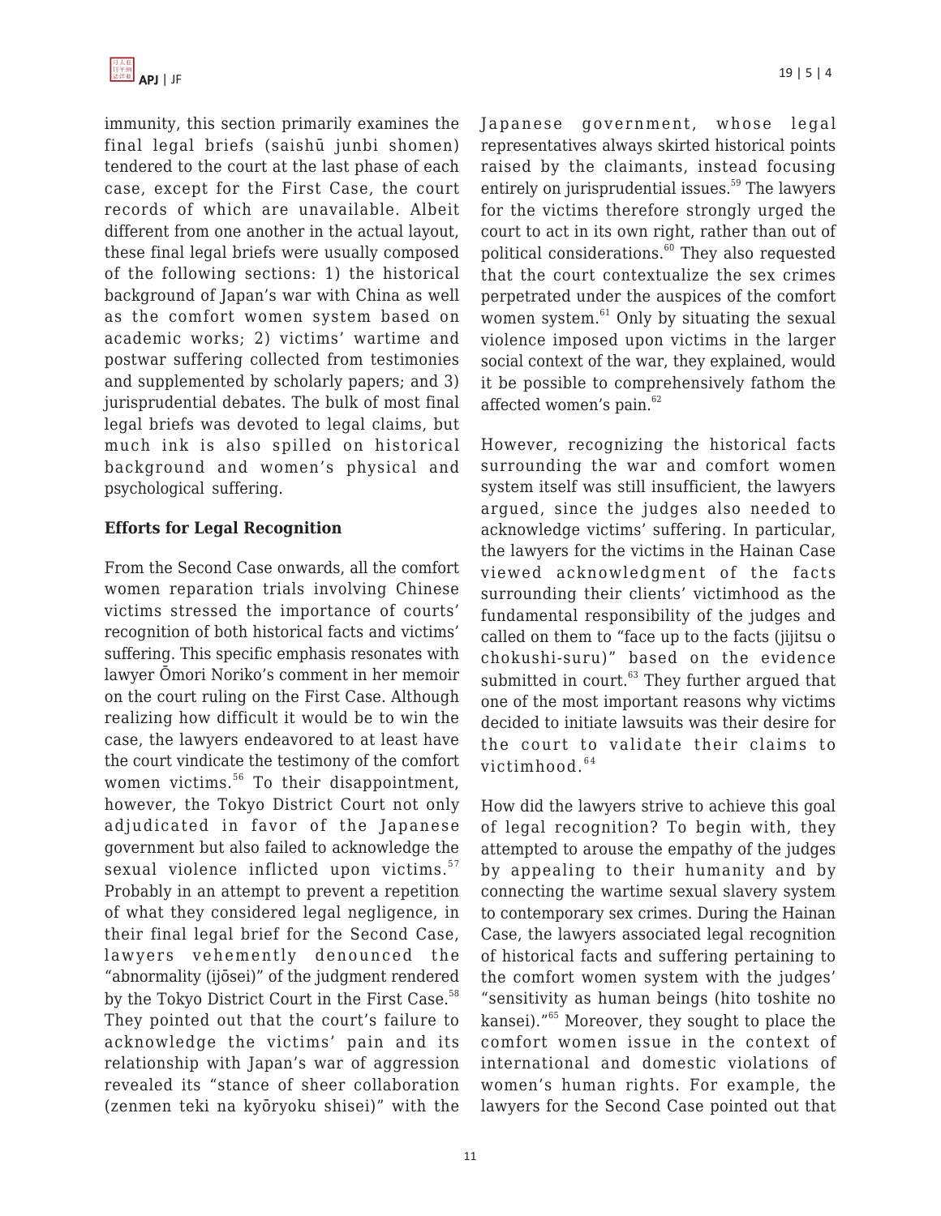immunity, this section primarily examines the final legal briefs (saishū junbi shomen) tendered to the court at the last phase of each case, except for the First Case, the court records of which are unavailable. Albeit different from one another in the actual layout, these final legal briefs were usually composed of the following sections: 1) the historical background of Japan's war with China as well as the comfort women system based on academic works; 2) victims' wartime and postwar suffering collected from testimonies and supplemented by scholarly papers; and 3) jurisprudential debates. The bulk of most final legal briefs was devoted to legal claims, but much ink is also spilled on historical background and women's physical and psychological suffering.

**Efforts for Legal Recognition**

From the Second Case onwards, all the comfort women reparation trials involving Chinese victims stressed the importance of courts' recognition of both historical facts and victims' suffering. This specific emphasis resonates with lawyer Ōmori Noriko's comment in her memoir on the court ruling on the First Case. Although realizing how difficult it would be to win the case, the lawyers endeavored to at least have the court vindicate the testimony of the comfort women victims.[56] To their disappointment, however, the Tokyo District Court not only adjudicated in favor of the Japanese government but also failed to acknowledge the sexual violence inflicted upon victims.[57] Probably in an attempt to prevent a repetition of what they considered legal negligence, in their final legal brief for the Second Case, lawyers vehemently denounced the "abnormality (ijōsei)" of the judgment rendered by the Tokyo District Court in the First Case.[58] They pointed out that the court's failure to acknowledge the victims' pain and its relationship with Japan's war of aggression revealed its "stance of sheer collaboration (zenmen teki na kyōryoku shisei)" with the Japanese government, whose legal representatives always skirted historical points raised by the claimants, instead focusing entirely on jurisprudential issues.[59] The lawyers for the victims therefore strongly urged the court to act in its own right, rather than out of political considerations.[60] They also requested that the court contextualize the sex crimes perpetrated under the auspices of the comfort women system.[61] Only by situating the sexual violence imposed upon victims in the larger social context of the war, they explained, would it be possible to comprehensively fathom the affected women's pain.[62]

However, recognizing the historical facts surrounding the war and comfort women system itself was still insufficient, the lawyers argued, since the judges also needed to acknowledge victims' suffering. In particular, the lawyers for the victims in the Hainan Case viewed acknowledgment of the facts surrounding their clients' victimhood as the fundamental responsibility of the judges and called on them to "face up to the facts (jijitsu o chokushi-suru)" based on the evidence submitted in court.[63] They further argued that one of the most important reasons why victims decided to initiate lawsuits was their desire for the court to validate their claims to victimhood.[64]

How did the lawyers strive to achieve this goal of legal recognition? To begin with, they attempted to arouse the empathy of the judges by appealing to their humanity and by connecting the wartime sexual slavery system to contemporary sex crimes. During the Hainan Case, the lawyers associated legal recognition of historical facts and suffering pertaining to the comfort women system with the judges' "sensitivity as human beings (hito toshite no kansei)."[65] Moreover, they sought to place the comfort women issue in the context of international and domestic violations of women's human rights. For example, the lawyers for the Second Case pointed out that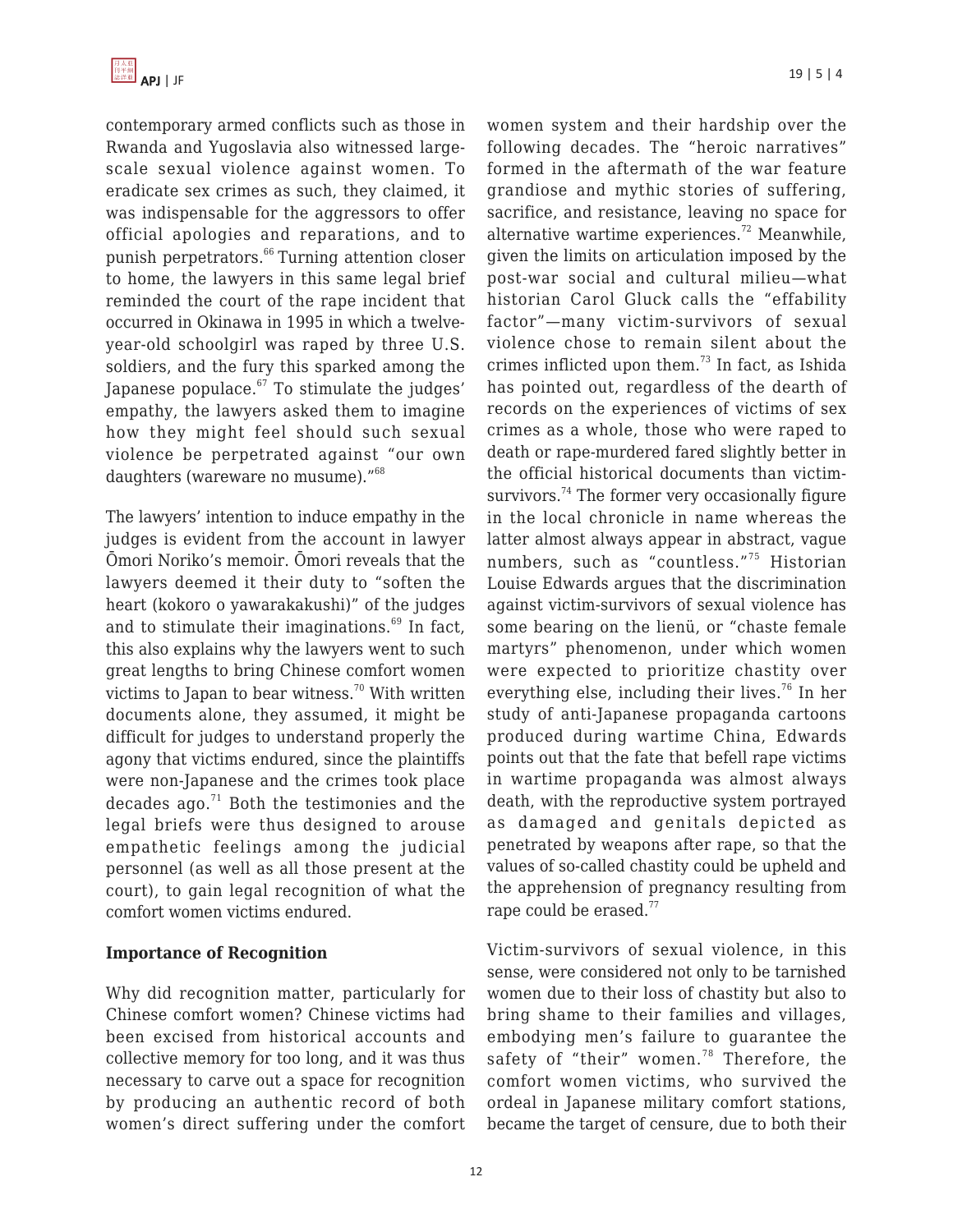contemporary armed conflicts such as those in Rwanda and Yugoslavia also witnessed large-scale sexual violence against women. To eradicate sex crimes as such, they claimed, it was indispensable for the aggressors to offer official apologies and reparations, and to punish perpetrators.[66] Turning attention closer to home, the lawyers in this same legal brief reminded the court of the rape incident that occurred in Okinawa in 1995 in which a twelve-year-old schoolgirl was raped by three U.S. soldiers, and the fury this sparked among the Japanese populace.[67] To stimulate the judges' empathy, the lawyers asked them to imagine how they might feel should such sexual violence be perpetrated against "our own daughters (wareware no musume)."[68]

The lawyers' intention to induce empathy in the judges is evident from the account in lawyer Ōmori Noriko's memoir. Ōmori reveals that the lawyers deemed it their duty to "soften the heart (kokoro o yawarakakushi)" of the judges and to stimulate their imaginations.[69] In fact, this also explains why the lawyers went to such great lengths to bring Chinese comfort women victims to Japan to bear witness.[70] With written documents alone, they assumed, it might be difficult for judges to understand properly the agony that victims endured, since the plaintiffs were non-Japanese and the crimes took place decades ago.[71] Both the testimonies and the legal briefs were thus designed to arouse empathetic feelings among the judicial personnel (as well as all those present at the court), to gain legal recognition of what the comfort women victims endured.

**Importance of Recognition**

Why did recognition matter, particularly for Chinese comfort women? Chinese victims had been excised from historical accounts and collective memory for too long, and it was thus necessary to carve out a space for recognition by producing an authentic record of both women's direct suffering under the comfort women system and their hardship over the following decades. The "heroic narratives" formed in the aftermath of the war feature grandiose and mythic stories of suffering, sacrifice, and resistance, leaving no space for alternative wartime experiences.[72] Meanwhile, given the limits on articulation imposed by the post-war social and cultural milieu—what historian Carol Gluck calls the "effability factor"—many victim-survivors of sexual violence chose to remain silent about the crimes inflicted upon them.[73] In fact, as Ishida has pointed out, regardless of the dearth of records on the experiences of victims of sex crimes as a whole, those who were raped to death or rape-murdered fared slightly better in the official historical documents than victim-survivors.[74] The former very occasionally figure in the local chronicle in name whereas the latter almost always appear in abstract, vague numbers, such as "countless."[75] Historian Louise Edwards argues that the discrimination against victim-survivors of sexual violence has some bearing on the lienü, or "chaste female martyrs" phenomenon, under which women were expected to prioritize chastity over everything else, including their lives.[76] In her study of anti-Japanese propaganda cartoons produced during wartime China, Edwards points out that the fate that befell rape victims in wartime propaganda was almost always death, with the reproductive system portrayed as damaged and genitals depicted as penetrated by weapons after rape, so that the values of so-called chastity could be upheld and the apprehension of pregnancy resulting from rape could be erased.[77]

Victim-survivors of sexual violence, in this sense, were considered not only to be tarnished women due to their loss of chastity but also to bring shame to their families and villages, embodying men's failure to guarantee the safety of "their" women.[78] Therefore, the comfort women victims, who survived the ordeal in Japanese military comfort stations, became the target of censure, due to both their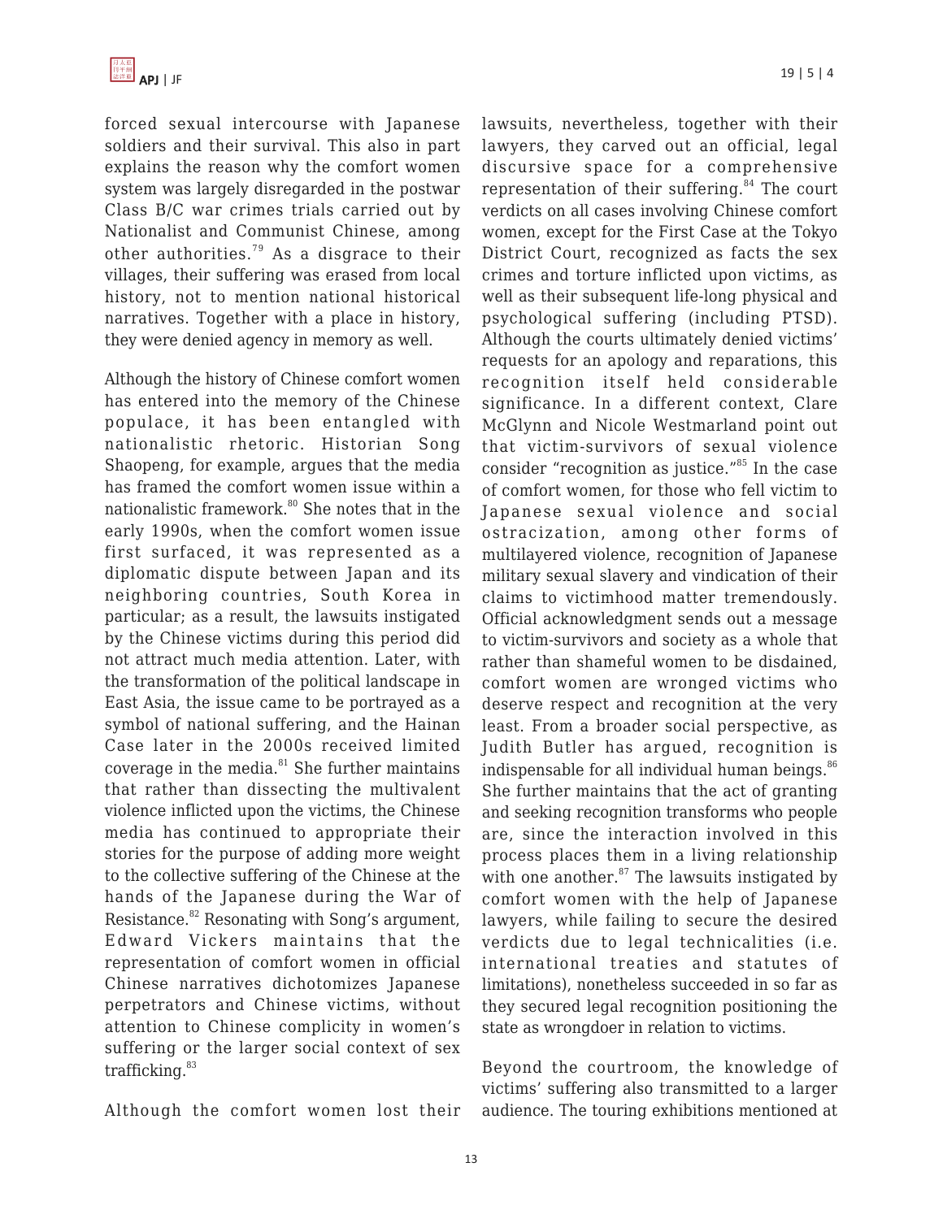forced sexual intercourse with Japanese soldiers and their survival. This also in part explains the reason why the comfort women system was largely disregarded in the postwar Class B/C war crimes trials carried out by Nationalist and Communist Chinese, among other authorities.[79] As a disgrace to their villages, their suffering was erased from local history, not to mention national historical narratives. Together with a place in history, they were denied agency in memory as well.

Although the history of Chinese comfort women has entered into the memory of the Chinese populace, it has been entangled with nationalistic rhetoric. Historian Song Shaopeng, for example, argues that the media has framed the comfort women issue within a nationalistic framework.[80] She notes that in the early 1990s, when the comfort women issue first surfaced, it was represented as a diplomatic dispute between Japan and its neighboring countries, South Korea in particular; as a result, the lawsuits instigated by the Chinese victims during this period did not attract much media attention. Later, with the transformation of the political landscape in East Asia, the issue came to be portrayed as a symbol of national suffering, and the Hainan Case later in the 2000s received limited coverage in the media.[81] She further maintains that rather than dissecting the multivalent violence inflicted upon the victims, the Chinese media has continued to appropriate their stories for the purpose of adding more weight to the collective suffering of the Chinese at the hands of the Japanese during the War of Resistance.[82] Resonating with Song's argument, Edward Vickers maintains that the representation of comfort women in official Chinese narratives dichotomizes Japanese perpetrators and Chinese victims, without attention to Chinese complicity in women's suffering or the larger social context of sex trafficking.[83]

Although the comfort women lost their lawsuits, nevertheless, together with their lawyers, they carved out an official, legal discursive space for a comprehensive representation of their suffering.[84] The court verdicts on all cases involving Chinese comfort women, except for the First Case at the Tokyo District Court, recognized as facts the sex crimes and torture inflicted upon victims, as well as their subsequent life-long physical and psychological suffering (including PTSD). Although the courts ultimately denied victims' requests for an apology and reparations, this recognition itself held considerable significance. In a different context, Clare McGlynn and Nicole Westmarland point out that victim-survivors of sexual violence consider "recognition as justice."[85] In the case of comfort women, for those who fell victim to Japanese sexual violence and social ostracization, among other forms of multilayered violence, recognition of Japanese military sexual slavery and vindication of their claims to victimhood matter tremendously. Official acknowledgment sends out a message to victim-survivors and society as a whole that rather than shameful women to be disdained, comfort women are wronged victims who deserve respect and recognition at the very least. From a broader social perspective, as Judith Butler has argued, recognition is indispensable for all individual human beings.[86] She further maintains that the act of granting and seeking recognition transforms who people are, since the interaction involved in this process places them in a living relationship with one another.[87] The lawsuits instigated by comfort women with the help of Japanese lawyers, while failing to secure the desired verdicts due to legal technicalities (i.e. international treaties and statutes of limitations), nonetheless succeeded in so far as they secured legal recognition positioning the state as wrongdoer in relation to victims.

Beyond the courtroom, the knowledge of victims' suffering also transmitted to a larger audience. The touring exhibitions mentioned at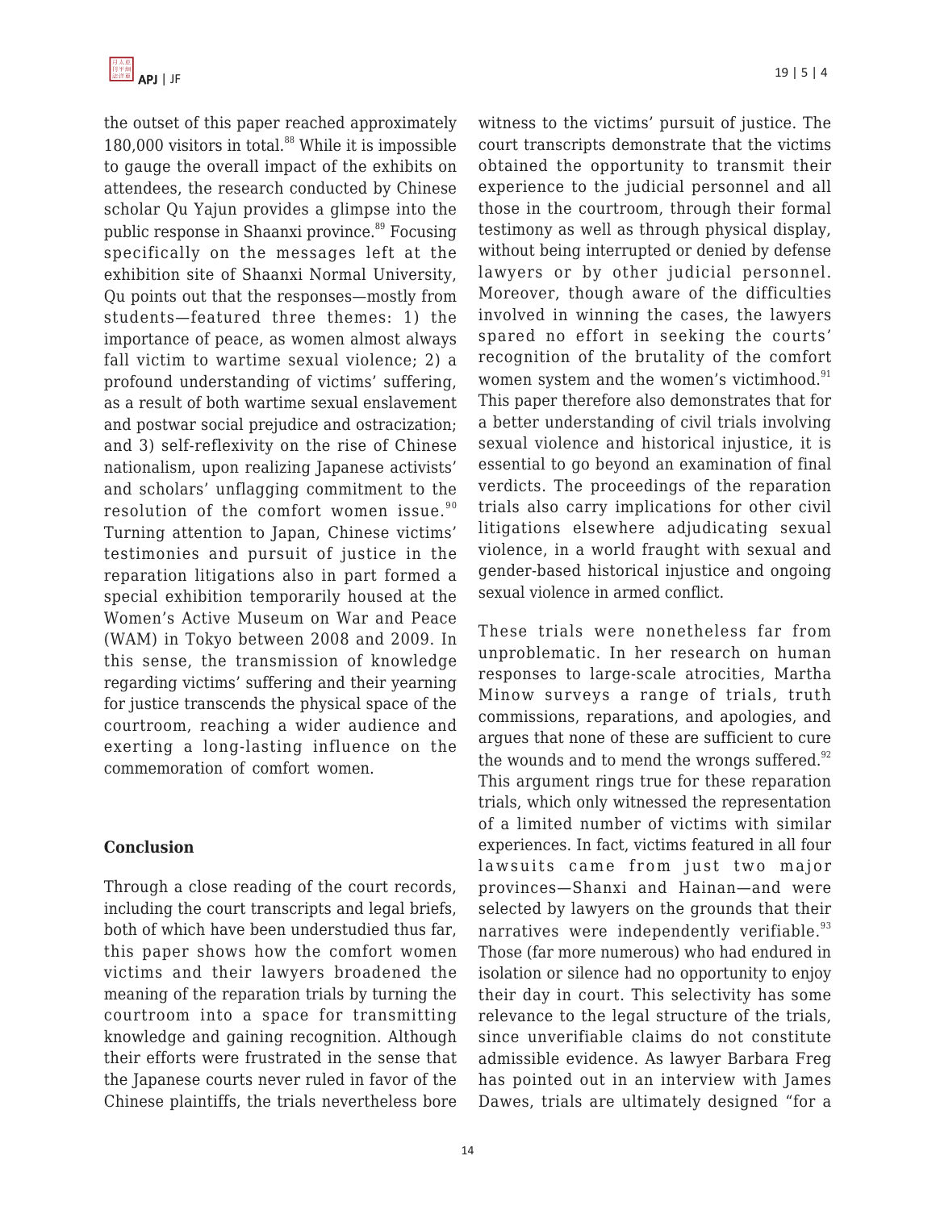the outset of this paper reached approximately 180,000 visitors in total.[88] While it is impossible to gauge the overall impact of the exhibits on attendees, the research conducted by Chinese scholar Qu Yajun provides a glimpse into the public response in Shaanxi province.[89] Focusing specifically on the messages left at the exhibition site of Shaanxi Normal University, Qu points out that the responses—mostly from students—featured three themes: 1) the importance of peace, as women almost always fall victim to wartime sexual violence; 2) a profound understanding of victims' suffering, as a result of both wartime sexual enslavement and postwar social prejudice and ostracization; and 3) self-reflexivity on the rise of Chinese nationalism, upon realizing Japanese activists' and scholars' unflagging commitment to the resolution of the comfort women issue.[90] Turning attention to Japan, Chinese victims' testimonies and pursuit of justice in the reparation litigations also in part formed a special exhibition temporarily housed at the Women's Active Museum on War and Peace (WAM) in Tokyo between 2008 and 2009. In this sense, the transmission of knowledge regarding victims' suffering and their yearning for justice transcends the physical space of the courtroom, reaching a wider audience and exerting a long-lasting influence on the commemoration of comfort women.

**Conclusion**

Through a close reading of the court records, including the court transcripts and legal briefs, both of which have been understudied thus far, this paper shows how the comfort women victims and their lawyers broadened the meaning of the reparation trials by turning the courtroom into a space for transmitting knowledge and gaining recognition. Although their efforts were frustrated in the sense that the Japanese courts never ruled in favor of the Chinese plaintiffs, the trials nevertheless bore witness to the victims' pursuit of justice. The court transcripts demonstrate that the victims obtained the opportunity to transmit their experience to the judicial personnel and all those in the courtroom, through their formal testimony as well as through physical display, without being interrupted or denied by defense lawyers or by other judicial personnel. Moreover, though aware of the difficulties involved in winning the cases, the lawyers spared no effort in seeking the courts' recognition of the brutality of the comfort women system and the women's victimhood.[91] This paper therefore also demonstrates that for a better understanding of civil trials involving sexual violence and historical injustice, it is essential to go beyond an examination of final verdicts. The proceedings of the reparation trials also carry implications for other civil litigations elsewhere adjudicating sexual violence, in a world fraught with sexual and gender-based historical injustice and ongoing sexual violence in armed conflict.

These trials were nonetheless far from unproblematic. In her research on human responses to large-scale atrocities, Martha Minow surveys a range of trials, truth commissions, reparations, and apologies, and argues that none of these are sufficient to cure the wounds and to mend the wrongs suffered.[92] This argument rings true for these reparation trials, which only witnessed the representation of a limited number of victims with similar experiences. In fact, victims featured in all four lawsuits came from just two major provinces—Shanxi and Hainan—and were selected by lawyers on the grounds that their narratives were independently verifiable.[93] Those (far more numerous) who had endured in isolation or silence had no opportunity to enjoy their day in court. This selectivity has some relevance to the legal structure of the trials, since unverifiable claims do not constitute admissible evidence. As lawyer Barbara Freg has pointed out in an interview with James Dawes, trials are ultimately designed "for a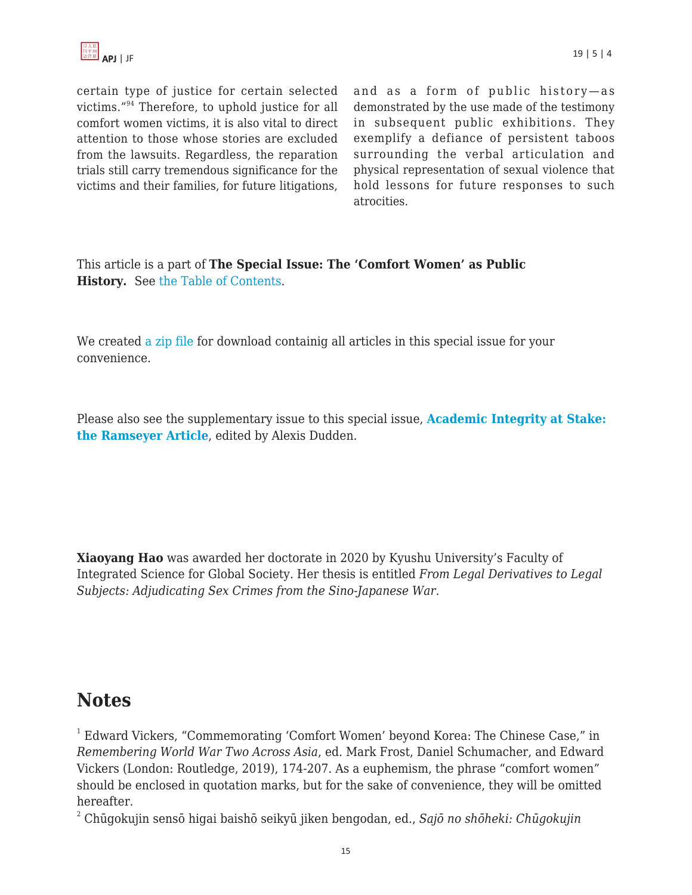certain type of justice for certain selected victims."[94] Therefore, to uphold justice for all comfort women victims, it is also vital to direct attention to those whose stories are excluded from the lawsuits. Regardless, the reparation trials still carry tremendous significance for the victims and their families, for future litigations, and as a form of public history—as demonstrated by the use made of the testimony in subsequent public exhibitions. They exemplify a defiance of persistent taboos surrounding the verbal articulation and physical representation of sexual violence that hold lessons for future responses to such atrocities.

This article is a part of **The Special Issue: The 'Comfort Women' as Public History.** See the Table of Contents.

We created a zip file for download containig all articles in this special issue for your convenience.

Please also see the supplementary issue to this special issue, **Academic Integrity at Stake: the Ramseyer Article**, edited by Alexis Dudden.

**Xiaoyang Hao** was awarded her doctorate in 2020 by Kyushu University's Faculty of Integrated Science for Global Society. Her thesis is entitled *From Legal Derivatives to Legal Subjects: Adjudicating Sex Crimes from the Sino-Japanese War*.

## Notes

[1] Edward Vickers, "Commemorating 'Comfort Women' beyond Korea: The Chinese Case," in *Remembering World War Two Across Asia*, ed. Mark Frost, Daniel Schumacher, and Edward Vickers (London: Routledge, 2019), 174-207. As a euphemism, the phrase "comfort women" should be enclosed in quotation marks, but for the sake of convenience, they will be omitted hereafter.

[2] Chūgokujin sensō higai baishō seikyū jiken bengodan, ed., *Sajō no shōheki: Chūgokujin*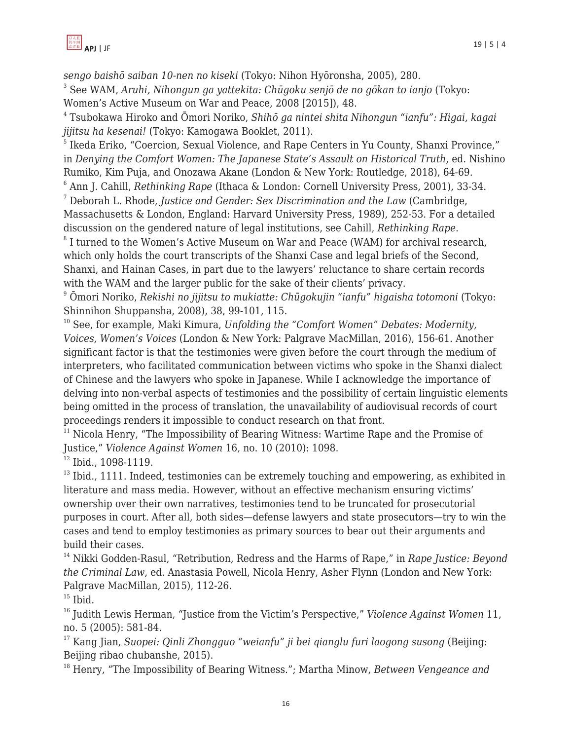*sengo baishō saiban 10-nen no kiseki* (Tokyo: Nihon Hyōronsha, 2005), 280.

[3] See WAM, *Aruhi, Nihongun ga yattekita: Chūgoku senjō de no gōkan to ianjo* (Tokyo: Women's Active Museum on War and Peace, 2008 [2015]), 48.

[4] Tsubokawa Hiroko and Ōmori Noriko, *Shihō ga nintei shita Nihongun "ianfu": Higai, kagai jijitsu ha kesenai!* (Tokyo: Kamogawa Booklet, 2011).

[5] Ikeda Eriko, "Coercion, Sexual Violence, and Rape Centers in Yu County, Shanxi Province," in *Denying the Comfort Women: The Japanese State's Assault on Historical Truth*, ed. Nishino Rumiko, Kim Puja, and Onozawa Akane (London & New York: Routledge, 2018), 64-69.

[6] Ann J. Cahill, *Rethinking Rape* (Ithaca & London: Cornell University Press, 2001), 33-34.

[7] Deborah L. Rhode, *Justice and Gender: Sex Discrimination and the Law* (Cambridge, Massachusetts & London, England: Harvard University Press, 1989), 252-53. For a detailed discussion on the gendered nature of legal institutions, see Cahill, *Rethinking Rape*.

[8] I turned to the Women's Active Museum on War and Peace (WAM) for archival research, which only holds the court transcripts of the Shanxi Case and legal briefs of the Second, Shanxi, and Hainan Cases, in part due to the lawyers' reluctance to share certain records with the WAM and the larger public for the sake of their clients' privacy.

[9] Ōmori Noriko, *Rekishi no jijitsu to mukiatte: Chūgokujin "ianfu" higaisha totomoni* (Tokyo: Shinnihon Shuppansha, 2008), 38, 99-101, 115.

[10] See, for example, Maki Kimura, *Unfolding the "Comfort Women" Debates: Modernity, Voices, Women's Voices* (London & New York: Palgrave MacMillan, 2016), 156-61. Another significant factor is that the testimonies were given before the court through the medium of interpreters, who facilitated communication between victims who spoke in the Shanxi dialect of Chinese and the lawyers who spoke in Japanese. While I acknowledge the importance of delving into non-verbal aspects of testimonies and the possibility of certain linguistic elements being omitted in the process of translation, the unavailability of audiovisual records of court proceedings renders it impossible to conduct research on that front.

[11] Nicola Henry, "The Impossibility of Bearing Witness: Wartime Rape and the Promise of Justice," *Violence Against Women* 16, no. 10 (2010): 1098.

[12] Ibid., 1098-1119.

[13] Ibid., 1111. Indeed, testimonies can be extremely touching and empowering, as exhibited in literature and mass media. However, without an effective mechanism ensuring victims' ownership over their own narratives, testimonies tend to be truncated for prosecutorial purposes in court. After all, both sides—defense lawyers and state prosecutors—try to win the cases and tend to employ testimonies as primary sources to bear out their arguments and build their cases.

[14] Nikki Godden-Rasul, "Retribution, Redress and the Harms of Rape," in *Rape Justice: Beyond the Criminal Law*, ed. Anastasia Powell, Nicola Henry, Asher Flynn (London and New York: Palgrave MacMillan, 2015), 112-26.

[15] Ibid.

[16] Judith Lewis Herman, "Justice from the Victim's Perspective," *Violence Against Women* 11, no. 5 (2005): 581-84.

[17] Kang Jian, *Suopei: Qinli Zhongguo "weianfu" ji bei qianglu furi laogong susong* (Beijing: Beijing ribao chubanshe, 2015).

[18] Henry, "The Impossibility of Bearing Witness."; Martha Minow, *Between Vengeance and*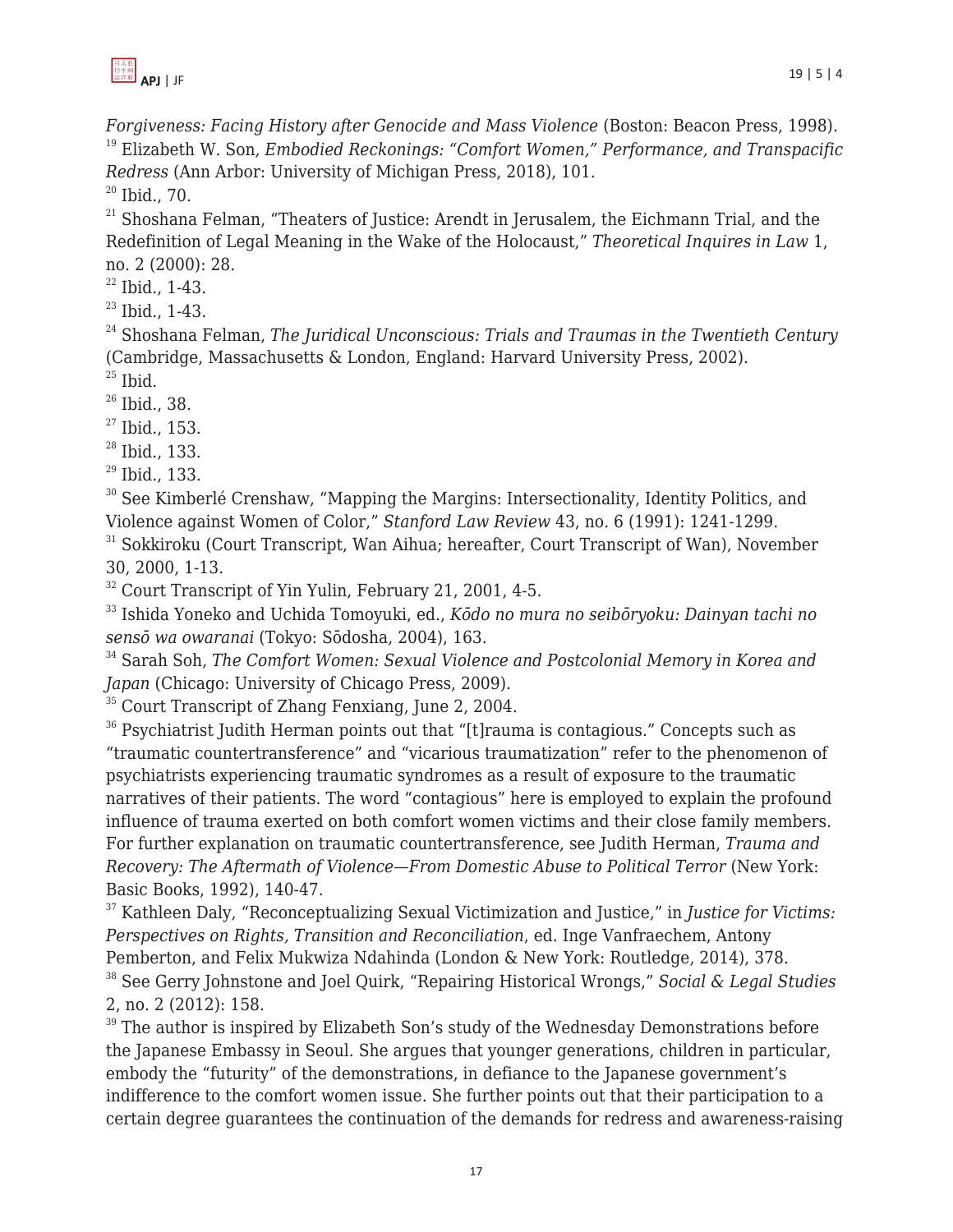*Forgiveness: Facing History after Genocide and Mass Violence* (Boston: Beacon Press, 1998).

[19] Elizabeth W. Son, *Embodied Reckonings: "Comfort Women," Performance, and Transpacific Redress* (Ann Arbor: University of Michigan Press, 2018), 101.

[20] Ibid., 70.

[21] Shoshana Felman, "Theaters of Justice: Arendt in Jerusalem, the Eichmann Trial, and the Redefinition of Legal Meaning in the Wake of the Holocaust," *Theoretical Inquires in Law* 1, no. 2 (2000): 28.

[22] Ibid., 1-43.

[23] Ibid., 1-43.

[24] Shoshana Felman, *The Juridical Unconscious: Trials and Traumas in the Twentieth Century* (Cambridge, Massachusetts & London, England: Harvard University Press, 2002).

[25] Ibid.

[26] Ibid., 38.

[27] Ibid., 153.

[28] Ibid., 133.

[29] Ibid., 133.

[30] See Kimberlé Crenshaw, "Mapping the Margins: Intersectionality, Identity Politics, and Violence against Women of Color," *Stanford Law Review* 43, no. 6 (1991): 1241-1299.

[31] Sokkiroku (Court Transcript, Wan Aihua; hereafter, Court Transcript of Wan), November 30, 2000, 1-13.

[32] Court Transcript of Yin Yulin, February 21, 2001, 4-5.

[33] Ishida Yoneko and Uchida Tomoyuki, ed., *Kōdo no mura no seibōryoku: Dainyan tachi no sensō wa owaranai* (Tokyo: Sōdosha, 2004), 163.

[34] Sarah Soh, *The Comfort Women: Sexual Violence and Postcolonial Memory in Korea and Japan* (Chicago: University of Chicago Press, 2009).

[35] Court Transcript of Zhang Fenxiang, June 2, 2004.

[36] Psychiatrist Judith Herman points out that "[t]rauma is contagious." Concepts such as "traumatic countertransference" and "vicarious traumatization" refer to the phenomenon of psychiatrists experiencing traumatic syndromes as a result of exposure to the traumatic narratives of their patients. The word "contagious" here is employed to explain the profound influence of trauma exerted on both comfort women victims and their close family members. For further explanation on traumatic countertransference, see Judith Herman, *Trauma and Recovery: The Aftermath of Violence—From Domestic Abuse to Political Terror* (New York: Basic Books, 1992), 140-47.

[37] Kathleen Daly, "Reconceptualizing Sexual Victimization and Justice," in *Justice for Victims: Perspectives on Rights, Transition and Reconciliation*, ed. Inge Vanfraechem, Antony Pemberton, and Felix Mukwiza Ndahinda (London & New York: Routledge, 2014), 378.

[38] See Gerry Johnstone and Joel Quirk, "Repairing Historical Wrongs," *Social & Legal Studies* 2, no. 2 (2012): 158.

[39] The author is inspired by Elizabeth Son's study of the Wednesday Demonstrations before the Japanese Embassy in Seoul. She argues that younger generations, children in particular, embody the "futurity" of the demonstrations, in defiance to the Japanese government's indifference to the comfort women issue. She further points out that their participation to a certain degree guarantees the continuation of the demands for redress and awareness-raising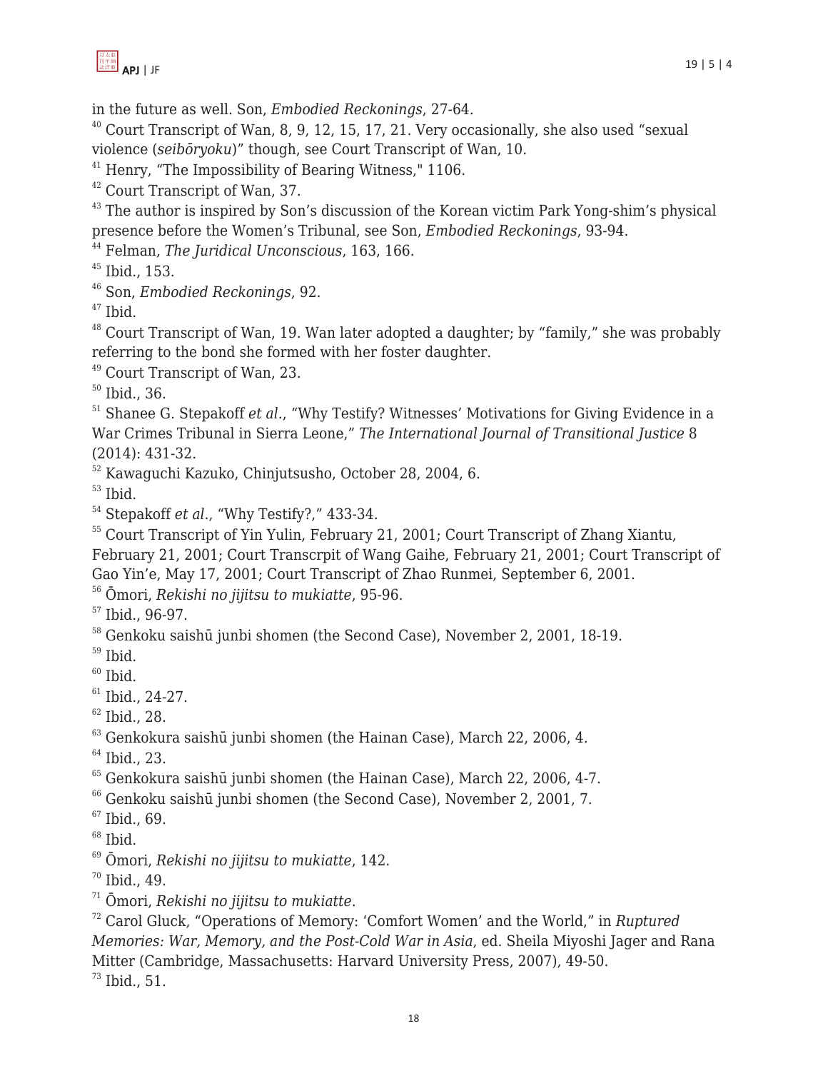in the future as well. Son, *Embodied Reckonings*, 27-64.

[40] Court Transcript of Wan, 8, 9, 12, 15, 17, 21. Very occasionally, she also used "sexual violence (*seibōryoku*)" though, see Court Transcript of Wan, 10.

[41] Henry, "The Impossibility of Bearing Witness," 1106.

[42] Court Transcript of Wan, 37.

[43] The author is inspired by Son's discussion of the Korean victim Park Yong-shim's physical presence before the Women's Tribunal, see Son, *Embodied Reckonings*, 93-94.

[44] Felman, *The Juridical Unconscious*, 163, 166.

[45] Ibid., 153.

[46] Son, *Embodied Reckonings*, 92.

[47] Ibid.

[48] Court Transcript of Wan, 19. Wan later adopted a daughter; by "family," she was probably referring to the bond she formed with her foster daughter.

[49] Court Transcript of Wan, 23.

[50] Ibid., 36.

[51] Shanee G. Stepakoff *et al*., "Why Testify? Witnesses' Motivations for Giving Evidence in a War Crimes Tribunal in Sierra Leone," *The International Journal of Transitional Justice* 8 (2014): 431-32.

[52] Kawaguchi Kazuko, Chinjutsusho, October 28, 2004, 6.

[53] Ibid.

[54] Stepakoff *et al*., "Why Testify?," 433-34.

[55] Court Transcript of Yin Yulin, February 21, 2001; Court Transcript of Zhang Xiantu, February 21, 2001; Court Transcrpit of Wang Gaihe, February 21, 2001; Court Transcript of Gao Yin'e, May 17, 2001; Court Transcript of Zhao Runmei, September 6, 2001.

[56] Ōmori, *Rekishi no jijitsu to mukiatte*, 95-96.

[57] Ibid., 96-97.

[58] Genkoku saishū junbi shomen (the Second Case), November 2, 2001, 18-19.

[59] Ibid.

[60] Ibid.

[61] Ibid., 24-27.

[62] Ibid., 28.

[63] Genkokura saishū junbi shomen (the Hainan Case), March 22, 2006, 4.

[64] Ibid., 23.

[65] Genkokura saishū junbi shomen (the Hainan Case), March 22, 2006, 4-7.

[66] Genkoku saishū junbi shomen (the Second Case), November 2, 2001, 7.

[67] Ibid., 69.

[68] Ibid.

[69] Ōmori, *Rekishi no jijitsu to mukiatte*, 142.

[70] Ibid., 49.

[71] Ōmori, *Rekishi no jijitsu to mukiatte*.

[72] Carol Gluck, "Operations of Memory: 'Comfort Women' and the World," in *Ruptured Memories: War, Memory, and the Post-Cold War in Asia*, ed. Sheila Miyoshi Jager and Rana Mitter (Cambridge, Massachusetts: Harvard University Press, 2007), 49-50.

[73] Ibid., 51.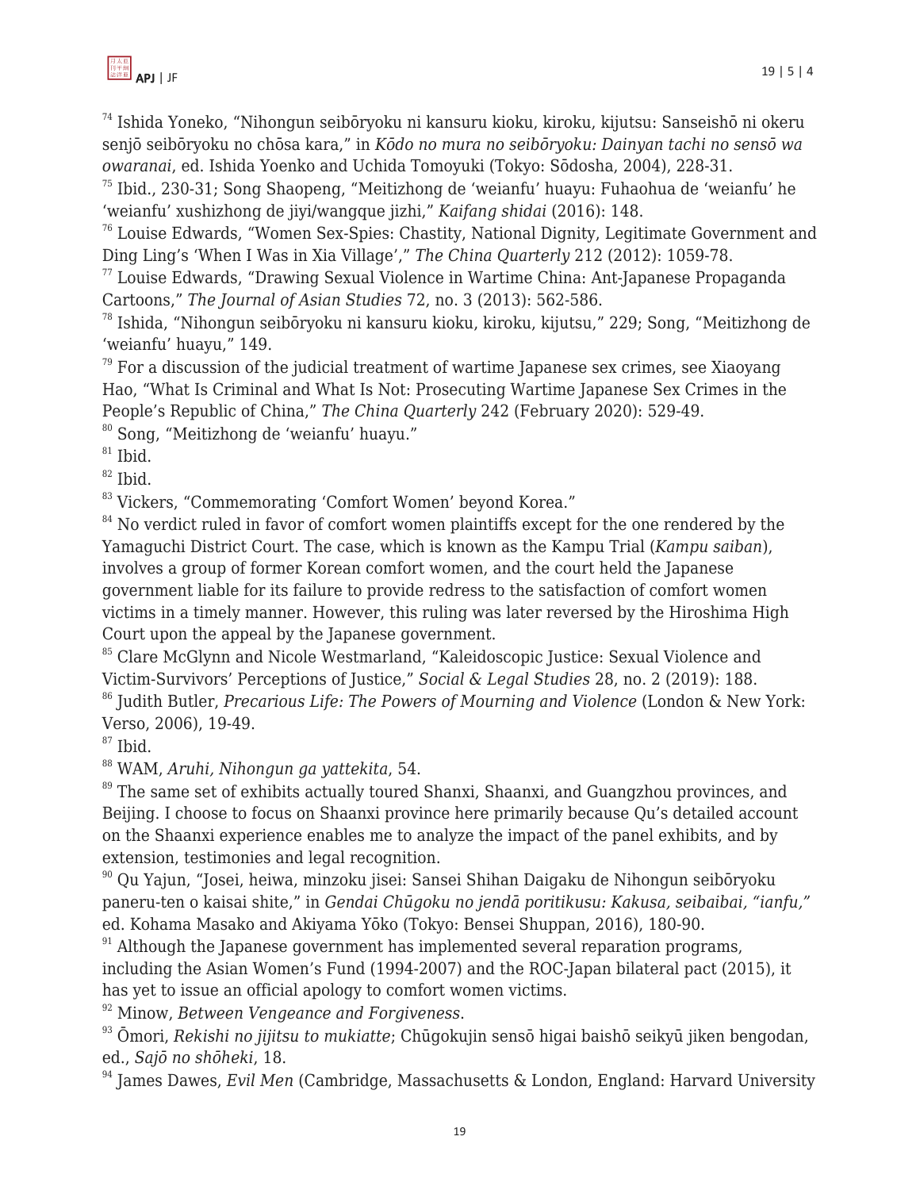[74] Ishida Yoneko, "Nihongun seibōryoku ni kansuru kioku, kiroku, kijutsu: Sanseishō ni okeru senjō seibōryoku no chōsa kara," in *Kōdo no mura no seibōryoku: Dainyan tachi no sensō wa owaranai*, ed. Ishida Yoenko and Uchida Tomoyuki (Tokyo: Sōdosha, 2004), 228-31.

[75] Ibid., 230-31; Song Shaopeng, "Meitizhong de 'weianfu' huayu: Fuhaohua de 'weianfu' he 'weianfu' xushizhong de jiyi/wangque jizhi," *Kaifang shidai* (2016): 148.

[76] Louise Edwards, "Women Sex-Spies: Chastity, National Dignity, Legitimate Government and Ding Ling's 'When I Was in Xia Village'," *The China Quarterly* 212 (2012): 1059-78.

[77] Louise Edwards, "Drawing Sexual Violence in Wartime China: Ant-Japanese Propaganda Cartoons," *The Journal of Asian Studies* 72, no. 3 (2013): 562-586.

[78] Ishida, "Nihongun seibōryoku ni kansuru kioku, kiroku, kijutsu," 229; Song, "Meitizhong de 'weianfu' huayu," 149.

[79] For a discussion of the judicial treatment of wartime Japanese sex crimes, see Xiaoyang Hao, "What Is Criminal and What Is Not: Prosecuting Wartime Japanese Sex Crimes in the People's Republic of China," *The China Quarterly* 242 (February 2020): 529-49.

[80] Song, "Meitizhong de 'weianfu' huayu."

[81] Ibid.

[82] Ibid.

[83] Vickers, "Commemorating 'Comfort Women' beyond Korea."

[84] No verdict ruled in favor of comfort women plaintiffs except for the one rendered by the Yamaguchi District Court. The case, which is known as the Kampu Trial (*Kampu saiban*), involves a group of former Korean comfort women, and the court held the Japanese government liable for its failure to provide redress to the satisfaction of comfort women victims in a timely manner. However, this ruling was later reversed by the Hiroshima High Court upon the appeal by the Japanese government.

[85] Clare McGlynn and Nicole Westmarland, "Kaleidoscopic Justice: Sexual Violence and Victim-Survivors' Perceptions of Justice," *Social & Legal Studies* 28, no. 2 (2019): 188.

[86] Judith Butler, *Precarious Life: The Powers of Mourning and Violence* (London & New York: Verso, 2006), 19-49.

[87] Ibid.

[88] WAM, *Aruhi, Nihongun ga yattekita*, 54.

[89] The same set of exhibits actually toured Shanxi, Shaanxi, and Guangzhou provinces, and Beijing. I choose to focus on Shaanxi province here primarily because Qu's detailed account on the Shaanxi experience enables me to analyze the impact of the panel exhibits, and by extension, testimonies and legal recognition.

[90] Qu Yajun, "Josei, heiwa, minzoku jisei: Sansei Shihan Daigaku de Nihongun seibōryoku paneru-ten o kaisai shite," in *Gendai Chūgoku no jendā poritikusu: Kakusa, seibaibai, "ianfu,"* ed. Kohama Masako and Akiyama Yōko (Tokyo: Bensei Shuppan, 2016), 180-90.

[91] Although the Japanese government has implemented several reparation programs, including the Asian Women's Fund (1994-2007) and the ROC-Japan bilateral pact (2015), it has yet to issue an official apology to comfort women victims.

[92] Minow, *Between Vengeance and Forgiveness*.

[93] Ōmori, *Rekishi no jijitsu to mukiatte*; Chūgokujin sensō higai baishō seikyū jiken bengodan, ed., *Sajō no shōheki*, 18.

[94] James Dawes, *Evil Men* (Cambridge, Massachusetts & London, England: Harvard University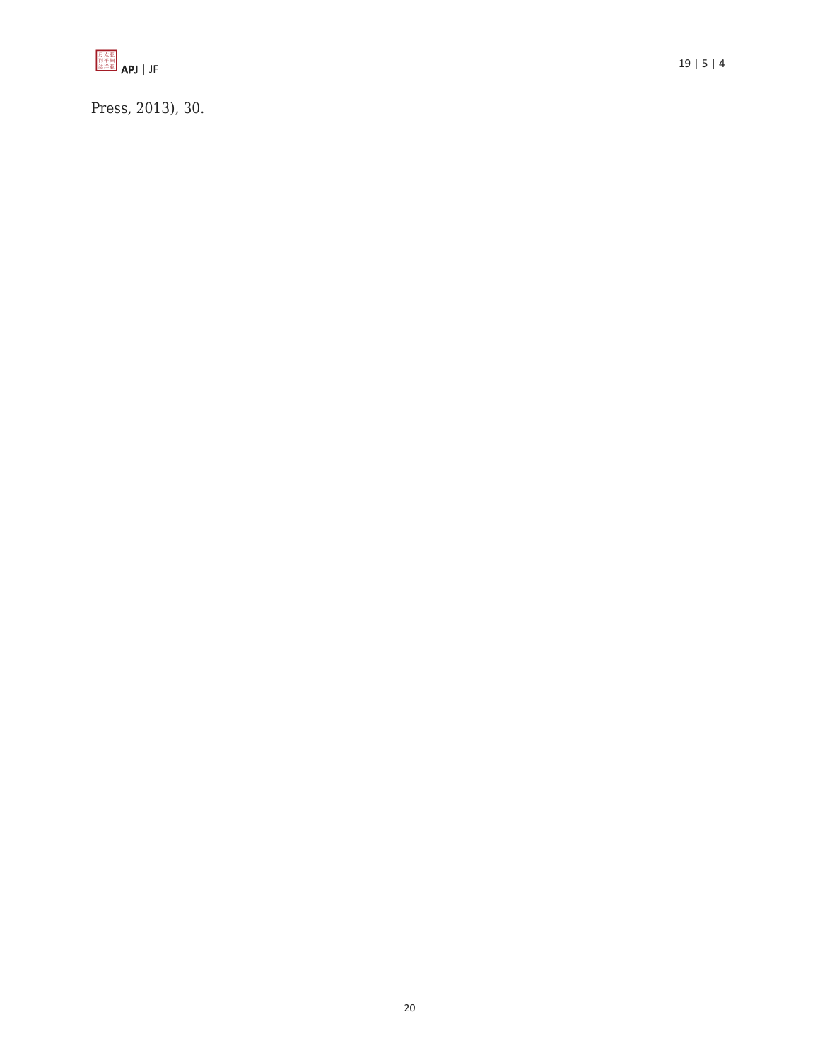Press, 2013), 30.